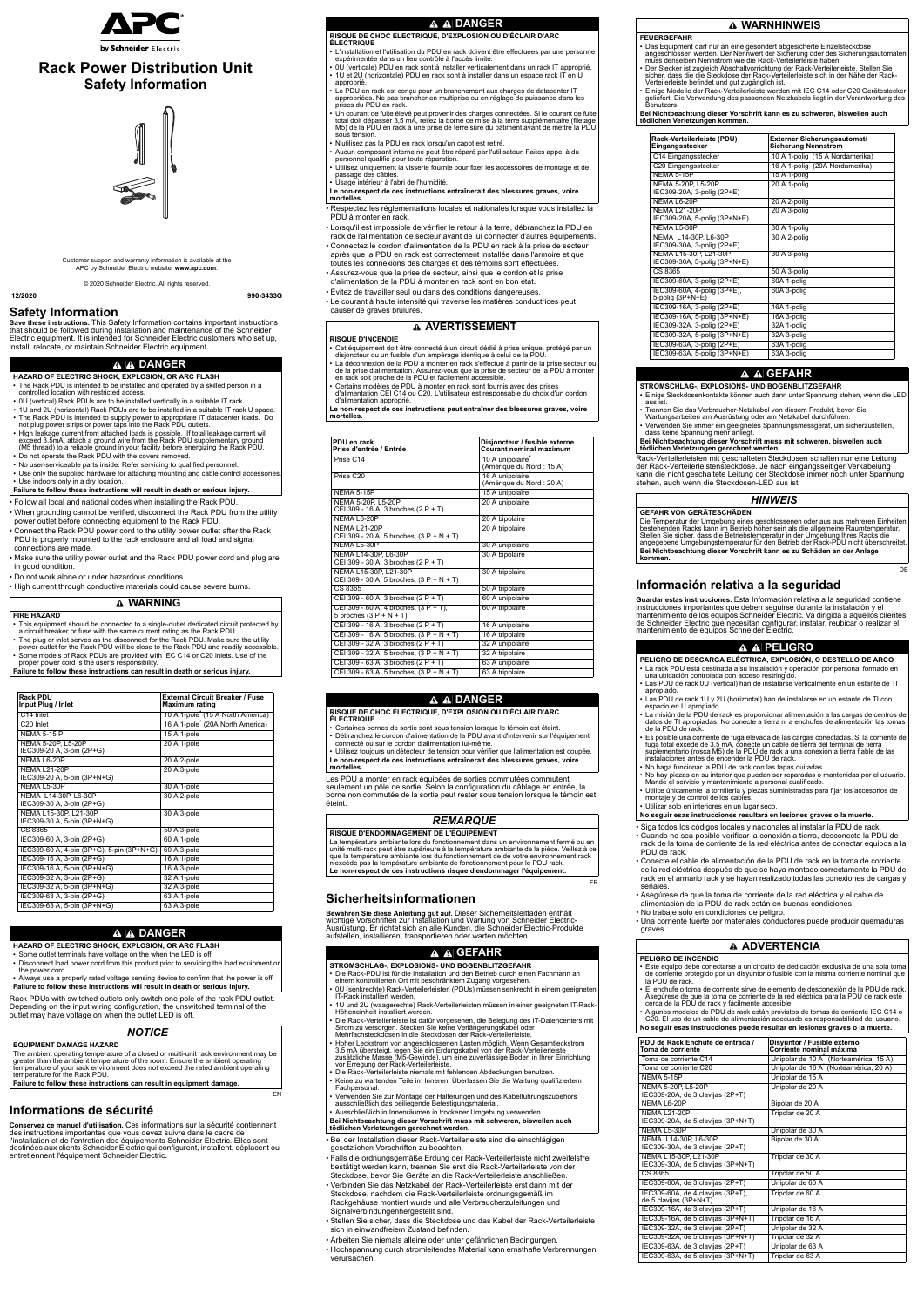# Rack Power Distribution Unit
## Safety Information

Customer support and warranty information is available at the APC by Schneider Electric website, **www.apc.com**.

© 2020 Schneider Electric. All rights reserved.

12/2020 990-3433G

## Safety Information

**Save these instructions.** This Safety Information contains important instructions that should be followed during installation and maintenance of the Schneider Electric equipment. It is intended for Schneider Electric customers who set up, install, relocate, or maintain Schneider Electric equipment.

### DANGER

**HAZARD OF ELECTRIC SHOCK, EXPLOSION, OR ARC FLASH**

- The Rack PDU is intended to be installed and operated by a skilled person in a controlled location with restricted access.
- 0U (vertical) Rack PDUs are to be installed vertically in a suitable IT rack.
- 1U and 2U (horizontal) Rack PDUs are to be installed in a suitable IT rack U space.
- The Rack PDU is intended to supply power to appropriate IT datacenter loads. Do not plug power strips or power taps into the Rack PDU outlets.
- High leakage current from attached loads is possible. If total leakage current will exceed 3.5mA, attach a ground wire from the Rack PDU supplementary ground (M5 thread) to a ground point in your facility before energizing the Rack PDU.
- Do not operate the Rack PDU with the covers removed.
- No user-serviceable parts inside. Refer servicing to qualified personnel.
- Use only the supplied hardware for attaching mounting and cable control accessories.
- Use indoors only in a dry location.

**Failure to follow these instructions will result in death or serious injury.**

- Follow all local and national codes when installing the Rack PDU.
- When grounding cannot be verified, disconnect the Rack PDU from the utility power outlet before connecting equipment to the Rack PDU.
- Connect the Rack PDU power cord to the utility power outlet after the Rack PDU is properly mounted to the rack enclosure and all load and signal connections are made.
- Make sure the utility power outlet and the Rack PDU power cord and plug are in good condition.
- Do not work alone or under hazardous conditions.
- High current through conductive materials could cause severe burns.

### WARNING

**FIRE HAZARD**

- This equipment should be connected to a single-outlet dedicated circuit protected by a circuit breaker or fuse with the same current rating as the Rack PDU.
- The plug or inlet serves as the disconnect for the Rack PDU. Make sure the utility power outlet for the Rack PDU will be close to the Rack PDU and readily accessible.
- Some models of Rack PDUs are provided with IEC C14 or C20 inlets. Use of the proper power cord is the user's responsibility.

**Failure to follow these instructions can result in death or serious injury.**

| Rack PDU Input Plug / Inlet | External Circuit Breaker / Fuse Maximum rating |
|---|---|
| C14 Inlet | 10 A 1-pole* (15 A North America) |
| C20 Inlet | 16 A 1-pole (20A North America) |
| NEMA 5-15 P | 15 A 1-pole |
| NEMA 5-20P, L5-20P IEC309-20 A, 3-pin (2P+G) | 20 A 1-pole |
| NEMA L6-20P | 20 A 2-pole |
| NEMA L21-20P IEC309-20 A, 5-pin (3P+N+G) | 20 A 3-pole |
| NEMA L5-30P | 30 A 1-pole |
| NEMA L14-30P, L6-30P IEC309-30 A, 3-pin (2P+G) | 30 A 2-pole |
| NEMA L15-30P, L21-30P IEC309-30 A, 5-pin (3P+N+G) | 30 A 3-pole |
| CS 8365 | 50 A 3-pole |
| IEC309-60 A, 3-pin (2P+G) | 60 A 1-pole |
| IEC309-60 A, 4-pin (3P+G), 5-pin (3P+N+G) | 60 A 3-pole |
| IEC309-16 A, 3-pin (2P+G) | 16 A 1-pole |
| IEC309-16 A, 5-pin (3P+N+G) | 16 A 3-pole |
| IEC309-32 A, 3-pin (2P+G) | 32 A 1-pole |
| IEC309-32 A, 5-pin (3P+N+G) | 32 A 3-pole |
| IEC309-63 A, 3-pin (2P+G) | 63 A 1-pole |
| IEC309-63 A, 5-pin (3P+N+G) | 63 A 3-pole |

### DANGER

**HAZARD OF ELECTRIC SHOCK, EXPLOSION, OR ARC FLASH**

- Some outlet terminals have voltage on the when the LED is off.
- Disconnect load power cord from this product prior to servicing the load equipment or the power cord.
- Always use a properly rated voltage sensing device to confirm that the power is off.

**Failure to follow these instructions will result in death or serious injury.**

Rack PDUs with switched outlets only switch one pole of the rack PDU outlet. Depending on the input wiring configuration, the unswitched terminal of the outlet may have voltage on when the outlet LED is off.

### NOTICE

**EQUIPMENT DAMAGE HAZARD**

The ambient operating temperature of a closed or multi-unit rack environment may be greater than the ambient temperature of the room. Ensure the ambient operating temperature of your rack environment does not exceed the rated ambient operating temperature for the Rack PDU.

**Failure to follow these instructions can result in equipment damage.**

EN

## Informations de sécurité

**Conservez ce manuel d'utilisation.** Ces informations sur la sécurité contiennent des instructions importantes que vous devez suivre dans le cadre de l'installation et de l'entretien des équipements Schneider Electric. Elles sont destinées aux clients Schneider Electric qui configurent, installent, déplacent ou entretiennent l'équipement Schneider Electric.

### DANGER

**RISQUE DE CHOC ÉLECTRIQUE, D'EXPLOSION OU D'ÉCLAIR D'ARC ÉLECTRIQUE**

- L'installation et l'utilisation du PDU en rack doivent être effectuées par une personne expérimentée dans un lieu contrôlé à l'accès limité.
- 0U (verticale) PDU en rack sont à installer verticalement dans un rack IT approprié.
- 1U et 2U (horizontale) PDU en rack sont à installer dans un espace rack IT en U approprié.
- Le PDU en rack est conçu pour un branchement aux charges de datacenter IT appropriées. Ne pas brancher en multiprise ou en réglage de puissance dans les prises du PDU en rack.
- Un courant de fuite élevé peut provenir des charges connectées. Si le courant de fuite total doit dépasser 3,5 mA, reliez la borne de mise à la terre supplémentaire (filetage M5) de la PDU en rack à une prise de terre sûre du bâtiment avant de mettre la PDU sous tension.
- N'utilisez pas la PDU en rack lorsqu'un capot est retiré.
- Aucun composant interne ne peut être réparé par l'utilisateur. Faites appel à du personnel qualifié pour toute réparation.
- Utilisez uniquement la visserie fournie pour fixer les accessoires de montage et de passage des câbles.
- Usage intérieur à l'abri de l'humidité.

**Le non-respect de ces instructions entraînerait des blessures graves, voire mortelles.**

- Respectez les réglementations locales et nationales lorsque vous installez la PDU à monter en rack.
- Lorsqu'il est impossible de vérifier le retour à la terre, débranchez la PDU en rack de l'alimentation de secteur avant de lui connecter d'autres équipements.
- Connectez le cordon d'alimentation de la PDU en rack à la prise de secteur après que la PDU en rack est correctement installée dans l'armoire et que toutes les connexions des charges et des témoins sont effectuées.
- Assurez-vous que la prise de secteur, ainsi que le cordon et la prise d'alimentation de la PDU à monter en rack sont en bon état.
- Évitez de travailler seul ou dans des conditions dangereuses.
- Le courant à haute intensité qui traverse les matières conductrices peut causer de graves brûlures.

### AVERTISSEMENT

**RISQUE D'INCENDIE**

- Cet équipement doit être connecté à un circuit dédié à prise unique, protégé par un disjoncteur ou un fusible d'un ampérage identique à celui de la PDU.
- La déconnexion de la PDU à monter en rack s'effectue à partir de la prise secteur ou de la prise d'alimentation. Assurez-vous que la prise de secteur de la PDU à monter en rack soit proche de la PDU et facilement accessible.
- Certains modèles de PDU à monter en rack sont fournis avec des prises d'alimentation CEI C14 ou C20. L'utilisateur est responsable du choix d'un cordon d'alimentation approprié.

**Le non-respect de ces instructions peut entraîner des blessures graves, voire mortelles.**

| PDU en rack Prise d'entrée / Entrée | Disjoncteur / fusible externe Courant nominal maximum |
|---|---|
| Prise C14 | 10 A unipolaire* (Amérique du Nord : 15 A) |
| Prise C20 | 16 A unipolaire (Amérique du Nord : 20 A) |
| NEMA 5-15P | 15 A unipolaire |
| NEMA 5-20P, L5-20P CEI 309 - 16 A, 3 broches (2 P + T) | 20 A unipolaire |
| NEMA L6-20P | 20 A bipolaire |
| NEMA L21-20P CEI 309 - 20 A, 5 broches, (3 P + N + T) | 20 A tripolaire |
| NEMA L5-30P | 30 A unipolaire |
| NEMA L14-30P, L6-30P CEI 309 - 30 A, 3 broches (2 P + T) | 30 A bipolaire |
| NEMA L15-30P, L21-30P CEI 309 - 30 A, 5 broches, (3 P + N + T) | 30 A tripolaire |
| CS 8365 | 50 A tripolaire |
| CEI 309 - 60 A, 3 broches (2 P + T) | 60 A unipolaire |
| CEI 309 - 60 A, 4 broches (3 P + T), 5 broches (3 P + N + T) | 60 A tripolaire |
| CEI 309 - 16 A, 3 broches (2 P + T) | 16 A unipolaire |
| CEI 309 - 16 A, 5 broches, (3 P + N + T) | 16 A tripolaire |
| CEI 309 - 32 A, 3 broches (2 P + T) | 32 A unipolaire |
| CEI 309 - 32 A, 5 broches, (3 P + N + T) | 32 A tripolaire |
| CEI 309 - 63 A, 3 broches (2 P + T) | 63 A unipolaire |
| CEI 309 - 63 A, 5 broches, (3 P + N + T) | 63 A tripolaire |

### DANGER

**RISQUE DE CHOC ÉLECTRIQUE, D'EXPLOSION OU D'ÉCLAIR D'ARC ÉLECTRIQUE**

- Certaines bornes de sortie sont sous tension lorsque le témoin est éteint.
- Débranchez le cordon d'alimentation de la PDU avant d'intervenir sur l'équipement connecté ou sur le cordon d'alimentation lui-même.
- Utilisez toujours un détecteur de tension pour vérifier que l'alimentation est coupée.

**Le non-respect de ces instructions entraînerait des blessures graves, voire mortelles.**

Les PDU à monter en rack équipées de sorties commutées commutent seulement un pôle de sortie. Selon la configuration du câblage en entrée, la borne non commutée de la sortie peut rester sous tension lorsque le témoin est éteint.

### REMARQUE

**RISQUE D'ENDOMMAGEMENT DE L'ÉQUIPEMENT**

La température ambiante lors du fonctionnement dans un environnement fermé ou en unité multi-rack peut être supérieure à la température ambiante de la pièce. Veillez à ce que la température ambiante lors du fonctionnement de de votre environnement rack n'excède pas la température ambiante de fonctionnement pour le PDU rack.

**Le non-respect de ces instructions risque d'endommager l'équipement.**

FR

## Sicherheitsinformationen

**Bewahren Sie diese Anleitung gut auf.** Dieser Sicherheitsleitfaden enthält wichtige Vorschriften zur Installation und Wartung von Schneider Electric-Ausrüstung. Er richtet sich an alle Kunden, die Schneider Electric-Produkte aufstellen, installieren, transportieren oder warten möchten.

### GEFAHR

**STROMSCHLAG-, EXPLOSIONS- UND BOGENBLITZGEFAHR**

- Die Rack-PDU ist für die Installation und den Betrieb durch einen Fachmann an einem kontrollierten Ort mit beschränktem Zugang vorgesehen.
- 0U (senkrechte) Rack-Verteilerleisten (PDUs) müssen senkrecht in einem geeigneten IT-Rack installiert werden.
- 1U und 2U (waagerechte) Rack-Verteilerleisten müssen in einer geeigneten IT-Rack-Höheneinheit installiert werden.
- Die Rack-Verteilerleiste ist dafür vorgesehen, die Belegung des IT-Datencenters mit Strom zu versorgen. Stecken Sie keine Verlängerungskabel oder Mehrfachsteckdosen in die Steckdosen der Rack-Verteilerleiste.
- Hoher Leckstrom von angeschlossenen Lasten möglich. Wenn Gesamtleckstrom 3,5 mA übersteigt, legen Sie ein Erdungskabel von der Rack-Verteilerleiste zusätzliche Masse (M5-Gewinde), um eine zuverlässige Boden in Ihrer Einrichtung vor Erregung der Rack-Verteilerleiste.
- Die Rack-Verteilerleiste niemals mit fehlenden Abdeckungen benutzen.
- Keine zu wartenden Teile im Inneren. Überlassen Sie die Wartung qualifiziertem Fachpersonal.
- Verwenden Sie zur Montage der Halterungen und des Kabelführungszubehörs ausschließlich das beiliegende Befestigungsmaterial.
- Ausschließlich in Innenräumen in trockener Umgebung verwenden.

**Bei Nichtbeachtung dieser Vorschrift muss mit schweren, bisweilen auch tödlichen Verletzungen gerechnet werden.**

- Bei der Installation dieser Rack-Verteilerleiste sind die einschlägigen gesetzlichen Vorschriften zu beachten.
- Falls die ordnungsgemäße Erdung der Rack-Verteilerleiste nicht zweifelsfrei bestätigt werden kann, trennen Sie erst die Rack-Verteilerleiste von der Steckdose, bevor Sie Geräte an die Rack-Verteilerleiste anschließen.
- Verbinden Sie das Netzkabel der Rack-Verteilerleiste erst dann mit der Steckdose, nachdem die Rack-Verteilerleiste ordnungsgemäß im Rackgehäuse montiert wurde und alle Verbraucherzuleitungen und Signalverbindungen hergestellt sind.
- Stellen Sie sicher, dass die Steckdose und das Kabel der Rack-Verteilerleiste sich in einwandfreiem Zustand befinden.
- Arbeiten Sie niemals alleine oder unter gefährlichen Bedingungen.
- Hochspannung durch stromleitendes Material kann ernsthafte Verbrennungen verursachen.

### WARNHINWEIS

**FEUERGEFAHR**

- Das Equipment darf nur an eine gesondert abgesicherte Einzelsteckdose angeschlossen werden. Der Nennwert der Sicherung oder des Sicherungsautomaten muss demselben Nennstrom wie die Rack-Verteilerleiste haben.
- Der Stecker ist zugleich Abschaltvorrichtung der Rack-Verteilerleiste. Stellen Sie sicher, dass die die Steckdose der Rack-Verteilerleiste sich in der Nähe der Rack-Verteilerleiste befindet und gut zugänglich ist.
- Einige Modelle der Rack-Verteilerleiste werden mit IEC C14 oder C20 Gerätestecker geliefert. Die Verwendung des passenden Netzkabels liegt in der Verantwortung des Benutzers.

**Bei Nichtbeachtung dieser Vorschrift kann es zu schweren, bisweilen auch tödlichen Verletzungen kommen.**

| Rack-Verteilerleiste (PDU) Eingangsstecker | Externer Sicherungsautomat/ Sicherung Nennstrom |
|---|---|
| C14 Eingangsstecker | 10 A 1-polig* (15 A Nordamerika) |
| C20 Eingangsstecker | 16 A 1-polig (20A Nordamerika) |
| NEMA 5-15P | 15 A 1-polig |
| NEMA 5-20P, L5-20P IEC309-20A, 3-polig (2P+E) | 20 A 1-polig |
| NEMA L6-20P | 20 A 2-polig |
| NEMA L21-20P IEC309-20A, 5-polig (3P+N+E) | 20 A 3-polig |
| NEMA L5-30P | 30 A 1-polig |
| NEMA L14-30P, L6-30P IEC309-30A, 3-polig (2P+E) | 30 A 2-polig |
| NEMA L15-30P, L21-30P IEC309-30A, 5-polig (3P+N+E) | 30 A 3-polig |
| CS 8365 | 50 A 3-polig |
| IEC309-60A, 3-polig (2P+E) | 60A 1-polig |
| IEC309-60A, 4-polig (3P+E), 5-polig (3P+N+E) | 60A 3-polig |
| IEC309-16A, 3-polig (2P+E) | 16A 1-polig |
| IEC309-16A, 5-polig (3P+N+E) | 16A 3-polig |
| IEC309-32A, 3-polig (2P+E) | 32A 1-polig |
| IEC309-32A, 5-polig (3P+N+E) | 32A 3-polig |
| IEC309-63A, 3-polig (2P+E) | 63A 1-polig |
| IEC309-63A, 5-polig (3P+N+E) | 63A 3-polig |

### GEFAHR

**STROMSCHLAG-, EXPLOSIONS- UND BOGENBLITZGEFAHR**

- Einige Steckdosenkontakte können auch dann unter Spannung stehen, wenn die LED aus ist.
- Trennen Sie das Verbraucher-Netzkabel von diesem Produkt, bevor Sie Wartungsarbeiten am Ausrüstung oder am Netzkabel durchführen.
- Verwenden Sie immer ein geeignetes Spannungsmessgerät, um sicherzustellen, dass keine Spannung mehr anliegt.

**Bei Nichtbeachtung dieser Vorschrift muss mit schweren, bisweilen auch tödlichen Verletzungen gerechnet werden.**

Rack-Verteilerleisten mit geschalteten Steckdosen schalten nur eine Leitung der Rack-Verteilerleistensteckdose. Je nach eingangsseitiger Verkabelung kann die nicht geschaltete Leitung der Steckdose immer noch unter Spannung stehen, auch wenn die Steckdosen-LED aus ist.

### HINWEIS

**GEFAHR VON GERÄTESCHÄDEN**

Die Temperatur der Umgebung eines geschlossenen oder aus aus mehreren Einheiten bestehenden Racks kann im Betrieb höher sein als die allgemeine Raumtemperatur. Stellen Sie sicher, dass die Betriebstemperatur in der Umgebung Ihres Racks die angegebene Umgebungstemperatur für den Betrieb der Rack-PDU nicht überschreitet.

**Bei Nichtbeachtung dieser Vorschrift kann es zu Schäden an der Anlage kommen.**

DE

## Información relativa a la seguridad

**Guardar estas instrucciones.** Esta Información relativa a la seguridad contiene instrucciones importantes que deben seguirse durante la instalación y el mantenimiento de los equipos Schneider Electric. Va dirigida a aquellos clientes de Schneider Electric que necesitan configurar, instalar, reubicar o realizar el mantenimiento de equipos Schneider Electric.

### PELIGRO

**PELIGRO DE DESCARGA ELÉCTRICA, EXPLOSIÓN, O DESTELLO DE ARCO**

- La rack PDU está destinada a su instalación y operación por personal formado en una ubicación controlada con acceso restringido.
- Las PDU de rack 0U (vertical) han de instalarse verticalmente en un estante de TI apropiado.
- Las PDU de rack 1U y 2U (horizontal) han de instalarse en un estante de TI con espacio en U apropiado.
- La misión de la PDU de rack es proporcionar alimentación a las cargas de centros de datos de TI apropiadas. No conecte a tierra ni a enchufes de alimentación las tomas de la PDU de rack.
- Es posible una corriente de fuga elevada de las cargas conectadas. Si la corriente de fuga total excede de 3,5 mA, conecte un cable de tierra del terminal de tierra suplementario (rosca M5) de la PDU de rack a una conexión a tierra fiable de las instalaciones antes de encender la PDU de rack.
- No haga funcionar la PDU de rack con las tapas quitadas.
- No hay piezas en su interior que puedan ser reparadas o mantenidas por el usuario. Mande el servicio y mantenimiento a personal cualificado.
- Utilice únicamente la tornillería y piezas suministradas para fijar los accesorios de montaje y de control de los cables.
- Utilizar solo en interiores en un lugar seco.

**No seguir esas instrucciones resultará en lesiones graves o la muerte.**

- Siga todos los códigos locales y nacionales al instalar la PDU de rack.
- Cuando no sea posible verificar la conexión a tierra, desconecte la PDU de rack de la toma de corriente de la red eléctrica antes de conectar equipos a la PDU de rack.
- Conecte el cable de alimentación de la PDU de rack en la toma de corriente de la red eléctrica después de que se haya montado correctamente la PDU de rack en el armario rack y se hayan realizado todas las conexiones de cargas y señales.
- Asegúrese de que la toma de corriente de la red eléctrica y el cable de alimentación de la PDU de rack están en buenas condiciones.
- No trabajo solo en condiciones de peligro.
- Una corriente fuerte por materiales conductores puede producir quemaduras graves.

### ADVERTENCIA

**PELIGRO DE INCENDIO**

- Este equipo debe conectarse a un circuito de dedicación exclusiva de una sola toma de corriente protegido por un disyuntor o fusible con la misma corriente nominal que la PDU de rack.
- El enchufe o toma de corriente sirve de elemento de desconexión de la PDU de rack. Asegúrese de que la toma de corriente de la red eléctrica para la PDU de rack esté cerca de la PDU de rack y fácilmente accesible.
- Algunos modelos de PDU de rack están provistos de tomas de corriente IEC C14 o C20. El uso de un cable de alimentación adecuado es responsabilidad del usuario.

**No seguir esas instrucciones puede resultar en lesiones graves o la muerte.**

| PDU de Rack Enchufe de entrada / Toma de corriente | Disyuntor / Fusible externo Corriente nominal máxima |
|---|---|
| Toma de corriente C14 | Unipolar de 10 A* (Norteamérica, 15 A) |
| Toma de corriente C20 | Unipolar de 16 A (Norteamérica, 20 A) |
| NEMA 5-15P | Unipolar de 15 A |
| NEMA 5-20P, L5-20P IEC309-20A, de 3 clavijas (2P+T) | Unipolar de 20 A |
| NEMA L6-20P | Bipolar de 20 A |
| NEMA L21-20P IEC309-20A, de 5 clavijas (3P+N+T) | Tripolar de 20 A |
| NEMA L5-30P | Unipolar de 30 A |
| NEMA L14-30P, L6-30P IEC309-30A, de 3 clavijas (2P+T) | Bipolar de 30 A |
| NEMA L15-30P, L21-30P IEC309-30A, de 5 clavijas (3P+N+T) | Tripolar de 30 A |
| CS 8365 | Tripolar de 50 A |
| IEC309-60A, de 3 clavijas (2P+T) | Unipolar de 60 A |
| IEC309-60A, de 4 clavijas (3P+T), de 5 clavijas (3P+N+T) | Tripolar de 60 A |
| IEC309-16A, de 3 clavijas (2P+T) | Unipolar de 16 A |
| IEC309-16A, de 5 clavijas (3P+N+T) | Tripolar de 16 A |
| IEC309-32A, de 3 clavijas (2P+T) | Unipolar de 32 A |
| IEC309-32A, de 5 clavijas (3P+N+T) | Tripolar de 32 A |
| IEC309-63A, de 3 clavijas (2P+T) | Unipolar de 63 A |
| IEC309-63A, de 5 clavijas (3P+N+T) | Tripolar de 63 A |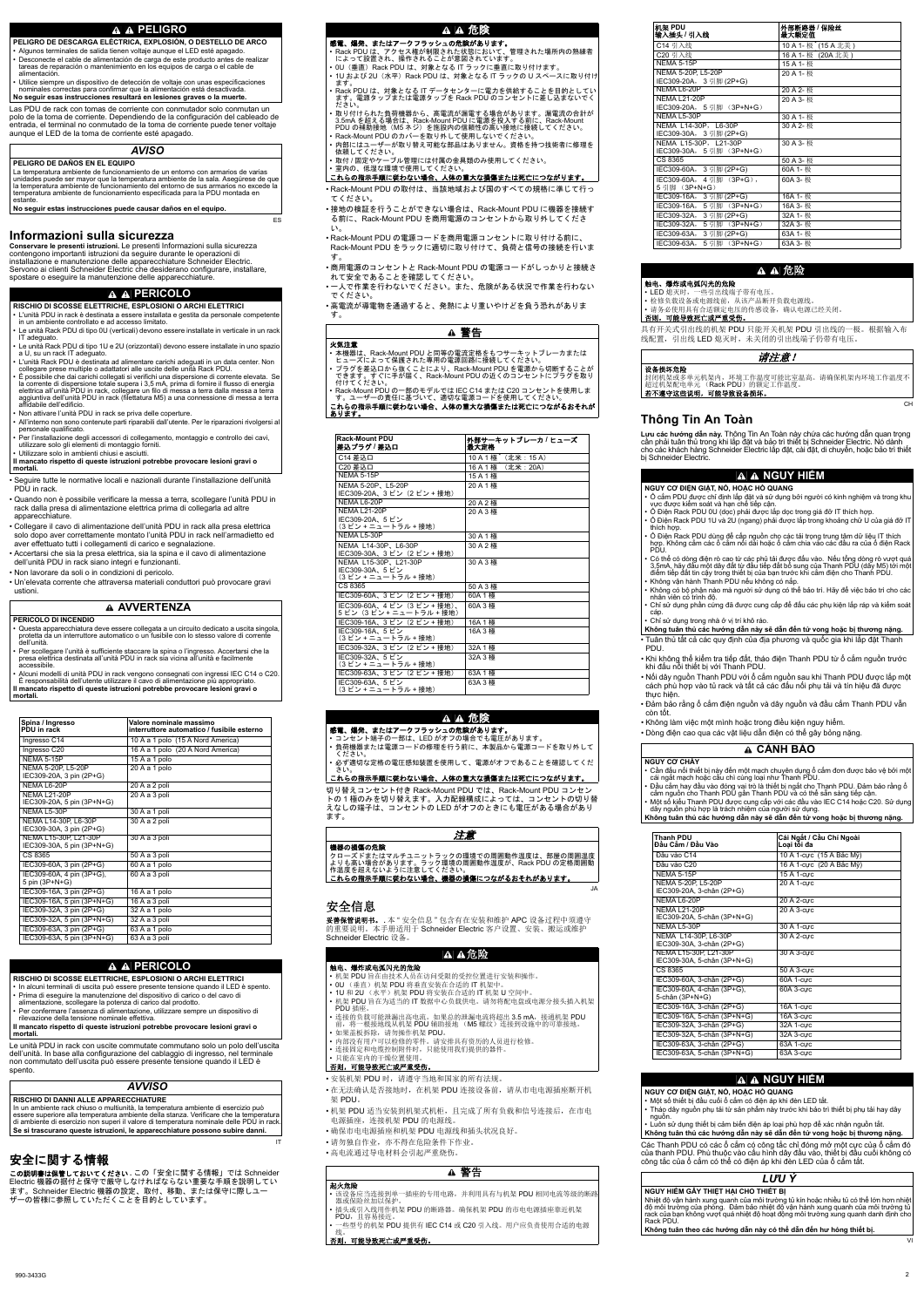## ⚠ ⚠ PELIGRO

**PELIGRO DE DESCARGA ELÉCTRICA, EXPLOSIÓN, O DESTELLO DE ARCO**

- Algunos terminales de salida tienen voltaje aunque el LED esté apagado.
- Desconecte el cable de alimentación de carga de este producto antes de realizar tareas de reparación o mantenimiento en los equipos de carga o el cable de alimentación.
- Utilice siempre un dispositivo de detección de voltaje con unas especificaciones nominales correctas para confirmar que la alimentación está desactivada.

**No seguir estas instrucciones resultará en lesiones graves o la muerte.**

Las PDU de rack con tomas de corriente con conmutador solo conmutan un polo de la toma de corriente. Dependiendo de la configuración del cableado de entrada, el terminal no conmutado de la toma de corriente puede tener voltaje aunque el LED de la toma de corriente esté apagado.

## *AVISO*

**PELIGRO DE DAÑOS EN EL EQUIPO**

La temperatura ambiente de funcionamiento de un entorno con armarios de varias unidades puede ser mayor que la temperatura ambiente de la sala. Asegúrese de que la temperatura ambiente de funcionamiento del entorno de sus armarios no excede la temperatura ambiente de funcionamiento especificada para la PDU montada en estante.

**No seguir estas instrucciones puede causar daños en el equipo.**

ES

# Informazioni sulla sicurezza

**Conservare le presenti istruzioni.** Le presenti Informazioni sulla sicurezza contengono importanti istruzioni da seguire durante le operazioni di installazione e manutenzione delle apparecchiature Schneider Electric. Servono ai clienti Schneider Electric che desiderano configurare, installare, spostare o eseguire la manutenzione delle apparecchiature.

## ⚠ ⚠ PERICOLO

**RISCHIO DI SCOSSE ELETTRICHE, ESPLOSIONI O ARCHI ELETTRICI**

- L'unità PDU in rack è destinata a essere installata e gestita da personale competente in un ambiente controllato e ad accesso limitato.
- Le unità Rack PDU di tipo 0U (verticali) devono essere installate in verticale in un rack IT adeguato.
- Le unità Rack PDU di tipo 1U e 2U (orizzontali) devono essere installate in uno spazio a U, su un rack IT adeguato.
- L'unità Rack PDU è destinata ad alimentare carichi adeguati in un data center. Non collegare prese multiple o adattatori alle uscite delle unità Rack PDU.
- È possibile che dai carichi collegati si verifichi una dispersione di corrente elevata. Se la corrente di dispersione totale supera i 3,5 mA, prima di fornire il flusso di energia elettrica all'unità PDU in rack, collegare un filo di messa a terra dalla messa a terra aggiuntiva dell'unità PDU in rack (filettatura M5) a una connessione di messa a terra affidabile dell'edificio.
- Non attivare l'unità PDU in rack se priva delle coperture.
- All'interno non sono contenute parti riparabili dall'utente. Per le riparazioni rivolgersi al personale qualificato.
- Per l'installazione degli accessori di collegamento, montaggio e controllo dei cavi, utilizzare solo gli elementi di montaggio forniti.
- Utilizzare solo in ambienti chiusi e asciutti.

**Il mancato rispetto di queste istruzioni potrebbe provocare lesioni gravi o mortali.**

- Seguire tutte le normative locali e nazionali durante l'installazione dell'unità PDU in rack.
- Quando non è possibile verificare la messa a terra, scollegare l'unità PDU in rack dalla presa di alimentazione elettrica prima di collegarla ad altre apparecchiature.
- Collegare il cavo di alimentazione dell'unità PDU in rack alla presa elettrica solo dopo aver correttamente montato l'unità PDU in rack nell'armadietto ed aver effettuato tutti i collegamenti di carico e segnalazione.
- Accertarsi che sia la presa elettrica, sia la spina e il cavo di alimentazione dell'unità PDU in rack siano integri e funzionanti.
- Non lavorare da soli o in condizioni di pericolo.
- Un'elevata corrente che attraversa materiali conduttori può provocare gravi ustioni.

## ⚠ AVVERTENZA

**PERICOLO DI INCENDIO**

- Questa apparecchiatura deve essere collegata a un circuito dedicato a uscita singola, protetta da un interruttore automatico o un fusibile con lo stesso valore di corrente dell'unità.
- Per scollegare l'unità è sufficiente staccare la spina o l'ingresso. Accertarsi che la presa elettrica destinata all'unità PDU in rack sia vicina all'unità e facilmente accessibile.
- Alcuni modelli di unità PDU in rack vengono consegnati con ingressi IEC C14 o C20. È responsabilità dell'utente utilizzare il cavo di alimentazione più appropriato.

**Il mancato rispetto di queste istruzioni potrebbe provocare lesioni gravi o mortali.**

| Spina / Ingresso PDU in rack | Valore nominale massimo interruttore automatico / fusibile esterno |
|---|---|
| Ingresso C14 | 10 A a 1 polo (15 A Nord America) |
| Ingresso C20 | 16 A a 1 polo (20 A Nord America) |
| NEMA 5-15P | 15 A a 1 polo |
| NEMA 5-20P, L5-20P IEC309-20A, 3 pin (2P+G) | 20 A a 1 polo |
| NEMA L6-20P | 20 A a 2 poli |
| NEMA L21-20P IEC309-20A, 5 pin (3P+N+G) | 20 A a 3 poli |
| NEMA L5-30P | 30 A a 1 polo |
| NEMA L14-30P, L6-30P IEC309-30A, 3 pin (2P+G) | 30 A a 2 poli |
| NEMA L15-30P, L21-30P IEC309-30A, 5 pin (3P+N+G) | 30 A a 3 poli |
| CS 8365 | 50 A a 3 poli |
| IEC309-60A, 3 pin (2P+G) | 60 A a 1 polo |
| IEC309-60A, 4 pin (3P+G), 5 pin (3P+N+G) | 60 A a 3 poli |
| IEC309-16A, 3 pin (2P+G) | 16 A a 1 polo |
| IEC309-16A, 5 pin (3P+N+G) | 16 A a 3 poli |
| IEC309-32A, 3 pin (2P+G) | 32 A a 1 polo |
| IEC309-32A, 5 pin (3P+N+G) | 32 A a 3 poli |
| IEC309-63A, 3 pin (2P+G) | 63 A a 1 polo |
| IEC309-63A, 5 pin (3P+N+G) | 63 A a 3 poli |

## ⚠ ⚠ PERICOLO

**RISCHIO DI SCOSSE ELETTRICHE, ESPLOSIONI O ARCHI ELETTRICI**

- In alcuni terminali di uscita può essere presente tensione quando il LED è spento.
- Prima di eseguire la manutenzione del dispositivo di carico o del cavo di alimentazione, scollegare la potenza di carico del prodotto.
- Per confermare l'assenza di alimentazione, utilizzare sempre un dispositivo di rilevazione della tensione nominale effettiva.

**Il mancato rispetto di queste istruzioni potrebbe provocare lesioni gravi o mortali.**

Le unità PDU in rack con uscite commutate commutano solo un polo dell'uscita dell'unità. In base alla configurazione del cablaggio di ingresso, nel terminale non commutato dell'uscita può essere presente tensione quando il LED è spento.

## *AVVISO*

**RISCHIO DI DANNI ALLE APPARECCHIATURE**

In un ambiente rack chiuso o multiunità, la temperatura ambiente di esercizio può essere superiore alla temperatura ambiente della stanza. Verificare che la temperatura di ambiente di esercizio non superi il valore di temperatura nominale delle PDU in rack.

**Se si trascurano queste istruzioni, le apparecchiature possono subire danni.**

IT

# 安全に関する情報

**この説明書は保管しておいてください**。この「安全に関する情報」では Schneider Electric 機器の据付と保守で厳守しなければならない重要な手順を説明しています。Schneider Electric 機器の設定、取付、移動、または保守に際しユーザーの皆様にご参照していただくことを目的としています。

## ⚠ ⚠ 危険

**感電、爆発、またはアークフラッシュの危険があります。**

- Rack PDU は、アクセス権が制御された状態において、管理された場所内の熟練者によって設置され、操作されることが意図されています。
- 0U（垂直）Rack PDU は、対象となる IT ラックに垂直に取り付けます。
- 1U および 2U（水平）Rack PDU は、対象となる IT ラックの U スペースに取り付けます。
- Rack PDU は、対象となる IT データセンターに電力を供給することを目的としています。電源タップまたは電源タップを Rack PDU のコンセントに差し込まないでください。
- 取り付けられた負荷機器から、高電流が漏電する場合があります。漏電流の合計が 3.5mA を超える場合は、Rack-Mount PDU に電源を投入する前に、Rack-Mount PDU の補助接地（M5 ネジ）を施設内の信頼性の高い接地に接続してください。
- Rack-Mount PDU のカバーを取り外した状態で使用しないでください。
- 内部にはユーザーが取り替え可能な部品はありません。資格を持つ技術者に修理を依頼してください。
- 取付 / 固定やケーブル管理には付属の金具類のみ使用してください。
- 室内の、低湿な環境で使用してください。

**これらの指示手順に従わない場合、人体の重大な損傷または死亡につながります。**

- Rack-Mount PDU の取付は、当該地域および国のすべての規格に準じて行ってください。
- 接地の検証を行うことができない場合は、Rack-Mount PDU に機器を接続する前に、Rack-Mount PDU を商用電源のコンセントから取り外してください。
- Rack-Mount PDU の電源コードを商用電源コンセントに取り付ける前に、Rack-Mount PDU をラックに適切に取り付けて、負荷と信号の接続を行います。
- 商用電源のコンセントと Rack-Mount PDU の電源コードがしっかりと接続されて安全であることを確認してください。
- 一人で作業を行わないでください。また、危険がある状況で作業を行わないでください。
- 高電流が導電物を通過すると、発熱により重いやけどを負う恐れがあります。

## ⚠ 警告

**火気注意**

- 本機器は、Rack-Mount PDU と同等の電流定格をもつサーキットブレーカまたはヒューズによって保護された専用の電源回路に接続してください。
- プラグを差込口から抜くことにより、Rack-Mount PDU を電源から切断することができます。すぐに手が届く、Rack-Mount PDU の近くのコンセントにプラグを取り付けてください。
- Rack-Mount PDU の一部のモデルでは IEC C14 または C20 コンセントを使用します。ユーザーの責任に基づいて、適切な電源コードを使用してください。

**これらの指示手順に従わない場合、人体の重大な損傷または死亡につながるおそれがあります。**

| Rack-Mount PDU 差込プラグ / 差込口 | 外部サーキットブレーカ / ヒューズ最大定格 |
|---|---|
| C14 差込口 | 10 A 1 極（北米：15 A） |
| C20 差込口 | 16 A 1 極（北米：20A） |
| NEMA 5-15P | 15 A 1 極 |
| NEMA 5-20P、L5-20P IEC309-20A、3 ピン（2 ピン + 接地） | 20 A 1 極 |
| NEMA L6-20P | 20 A 2 極 |
| NEMA L21-20P IEC309-20A、5 ピン（3 ピン + ニュートラル + 接地） | 20 A 3 極 |
| NEMA L5-30P | 30 A 1 極 |
| NEMA L14-30P、L6-30P IEC309-30A、3 ピン（2 ピン + 接地） | 30 A 2 極 |
| NEMA L15-30P、L21-30P IEC309-30A、5 ピン（3 ピン + ニュートラル + 接地） | 30 A 3 極 |
| CS 8365 | 50 A 3 極 |
| IEC309-60A、3 ピン（2 ピン + 接地） | 60A 1 極 |
| IEC309-60A、4 ピン（3 ピン + 接地）、5 ピン（3 ピン + ニュートラル + 接地） | 60A 3 極 |
| IEC309-16A、3 ピン（2 ピン + 接地） | 16A 1 極 |
| IEC309-16A、5 ピン（3 ピン + ニュートラル + 接地） | 16A 3 極 |
| IEC309-32A、3 ピン（2 ピン + 接地） | 32A 1 極 |
| IEC309-32A、5 ピン（3 ピン + ニュートラル + 接地） | 32A 3 極 |
| IEC309-63A、3 ピン（2 ピン + 接地） | 63A 1 極 |
| IEC309-63A、5 ピン（3 ピン + ニュートラル + 接地） | 63A 3 極 |

## ⚠ ⚠ 危険

**感電、爆発、またはアークフラッシュの危険があります。**

- コンセント端子の一部は、LED がオフの場合でも電圧があります。
- 負荷機器または電源コードの修理を行う前に、本製品から電源コードを取り外してください。
- 必ず適切な定格の電圧感知装置を使用して、電源がオフであることを確認してください。

**これらの指示手順に従わない場合、人体の重大な損傷または死亡につながります。**

切り替えコンセント付き Rack-Mount PDU では、Rack-Mount PDU コンセントの 1 極のみを切り替えます。入力配線構成によっては、コンセントの切り替えなしの端子は、コンセントの LED がオフのときにも電圧がある場合があります。

## *注意*

**機器の損傷の危険**

クローズドまたはマルチユニットラックの環境での周囲動作温度は、部屋の周囲温度よりも高い場合があります。ラック環境の周囲動作温度が、Rack PDU の定格周囲動作温度を超えないように注意してください。

**これらの指示手順に従わない場合、機器の損傷につながるおそれがあります。**

JA

# 安全信息

**妥善保管说明书。**本"安全信息"包含有在安装和维护 APC 设备过程中须遵守的重要说明。本手册适用于 Schneider Electric 客户设置、安装、搬运或维护 Schneider Electric 设备。

## ⚠ ⚠ 危险

**触电、爆炸或电弧闪光的危险**

- 机架 PDU 旨在由技术人员在访问受限的受控位置进行安装和操作。
- 0U（垂直）机架 PDU 将垂直安装在合适的 IT 机架中。
- 1U 和 2U（水平）机架 PDU 将安装在合适的 IT 机架 U 空间中。
- 机架 PDU 旨在为适当的 IT 数据中心负载供电。请勿将配电盘或电源分接头插入机架 PDU 插座。
- 连接的负载可能漏电流高电流。如果总的漏电电流将超出 3.5 mA，接通机架 PDU 前，将一根接地线从机架 PDU 辅助接地（M5 螺纹）连接到设施中的可靠接地。
- 如果盖板拆除，请勿操作机架 PDU。
- 内部没有用户可以检修的零件。请安排具有资历的人员进行检修。
- 连接固定和电缆控制附件时，只能使用我们提供的器件。
- 只能在室内的干燥位置使用。

**否则，可能导致死亡或严重受伤。**

- 安装机架 PDU 时，请遵守当地和国家的所有法规。
- 在无法确认是否接地时，在机架 PDU 连接设备前，请从市电电源插座断开机架 PDU。
- 机架 PDU 适当安装到机架式机柜，且完成了所有负载和信号连接后，在市电电源插座，连接机架 PDU 的电源线。
- 确保市电电源插座和机架 PDU 电源线和插头状况良好。
- 请勿独自作业，亦不得在危险条件下作业。
- 高电流通过导电材料会引起严重烧伤。

## ⚠ 警告

**起火危险**

- 该设备应当连接到单一插座的专用电路，并利用具有与机架 PDU 相同电流等级的断路器或熔断丝加以保护。
- 插头或引入线用作机架 PDU 的断路器。确保机架 PDU 的市电电源插座靠近机架 PDU，且容易接近。
- 一些型号的机架 PDU 提供有 IEC C14 或 C20 引入线。用户应负责使用合适的电源线。

**否则，可能导致死亡或严重受伤。**

| 机架 PDU 输入插头 / 引入线 | 外部断路器 / 保险丝最大额定值 |
|---|---|
| C14 引入线 | 10 A 1- 极（15 A 北美） |
| C20 引入线 | 16 A 1- 极（20A 北美） |
| NEMA 5-15P | 15 A 1- 极 |
| NEMA 5-20P, L5-20P IEC309-20A，3 引脚 (2P+G) | 20 A 1- 极 |
| NEMA L6-20P | 20 A 2- 极 |
| NEMA L21-20P IEC309-20A，5 引脚（3P+N+G） | 20 A 3- 极 |
| NEMA L5-30P | 30 A 1- 极 |
| NEMA L14-30P，L6-30P IEC309-30A，3 引脚 (2P+G) | 30 A 2- 极 |
| NEMA L15-30P，L21-30P IEC309-30A，5 引脚（3P+N+G） | 30 A 3- 极 |
| CS 8365 | 50 A 3- 极 |
| IEC309-60A，3 引脚 (2P+G) | 60A 1- 极 |
| IEC309-60A，4 引脚（3P+G），5 引脚（3P+N+G） | 60A 3- 极 |
| IEC309-16A，3 引脚 (2P+G) | 16A 1- 极 |
| IEC309-16A，5 引脚（3P+N+G） | 16A 3- 极 |
| IEC309-32A，3 引脚 (2P+G) | 32A 1- 极 |
| IEC309-32A，5 引脚（3P+N+G） | 32A 3- 极 |
| IEC309-63A，3 引脚 (2P+G) | 63A 1- 极 |
| IEC309-63A，5 引脚（3P+N+G） | 63A 3- 极 |

## ⚠ ⚠ 危险

**触电、爆炸或电弧闪光的危险**

- LED 熄灭时，一些引出线端子带有电压。
- 检修负载设备或电源线前，从该产品断开负载电源线。
- 请务必使用具有合适额定电压的传感设备，确认电源已经关闭。

**否则，可能导致死亡或严重受伤。**

具有开关式引出线的机架 PDU 只能开关机架 PDU 引出线的一极。根据输入布线配置，引出线 LED 熄灭时，未关闭的引出线端子仍带有电压。

## *请注意！*

**设备损坏危险**

封闭机架或多单元机架内，环境工作温度可能比室温高。请确保机架内环境工作温度不超过机架配电单元（Rack PDU）的额定工作温度。

**若不遵守这些说明，可能导致设备损坏。**

CH

# Thông Tin An Toàn

**Lưu các hướng dẫn này.** Thông Tin An Toàn này chứa các hướng dẫn quan trọng cần phải tuân thủ trong khi lắp đặt và bảo trì thiết bị Schneider Electric. Nó dành cho các khách hàng Schneider Electric lắp đặt, cài đặt, di chuyển, hoặc bảo trì thiết bị Schneider Electric.

## ⚠ ⚠ NGUY HIỂM

**NGUY CƠ ĐIỆN GIẬT, NỔ, HOẶC HỒ QUANG**

- Ổ cắm PDU được chỉ định lắp đặt và sử dụng bởi người có kinh nghiệm và trong khu vực được kiểm soát và hạn chế tiếp cận.
- Ổ Điện Rack PDU 0U (dọc) phải được lắp dọc trong giá đỡ IT thích hợp.
- Ổ Điện Rack PDU 1U và 2U (ngang) phải được lắp trong khoảng chữ U của giá đỡ IT thích hợp.
- Ổ Điện Rack PDU dùng để cấp nguồn cho các tải trọng trung tâm dữ liệu IT thích hợp. Không cắm các ổ cắm nối dài hoặc ổ cắm chia vào các đầu ra của ổ điện Rack PDU.
- Có thể có dòng điện rò cao từ các phụ tải được đấu vào. Nếu tổng dòng rò vượt quá 3,5mA, hãy đấu một dây đất từ đầu tiếp đất bổ sung của Thanh PDU (dây M5) tới một điểm tiếp đất tin cậy trong thiết bị của bạn trước khi cấm điện cho Thanh PDU.
- Không vận hành Thanh PDU nếu không có nắp.
- Không có bộ phận nào mà người sử dụng có thể bảo trì. Hãy để việc bảo trì cho các nhân viên có trình độ.
- Chỉ sử dụng phần cứng đã được cung cấp để đấu các phụ kiện lắp ráp và kiểm soát cáp.
- Chỉ sử dụng trong nhà ở vị trí khô ráo.

**Không tuân thủ các hướng dẫn này sẽ dẫn đến tử vong hoặc bị thương nặng.**

- Tuân thủ tất cả các quy định của địa phương và quốc gia khi lắp đặt Thanh PDU.
- Khi không thể kiểm tra tiếp đất, tháo điện Thanh PDU từ ổ cắm nguồn trước khi đấu nối thiết bị với Thanh PDU.
- Nối dây nguồn Thanh PDU với ổ cắm nguồn sau khi Thanh PDU được lắp một cách phù hợp vào tủ rack và tất cả các đấu nối phụ tải và tín hiệu đã được thực hiện.
- Đảm bảo rằng ổ cắm điện nguồn và dây nguồn và đầu cắm Thanh PDU vẫn còn tốt.
- Không làm việc một mình hoặc trong điều kiện nguy hiểm.
- Dòng điện cao qua các vật liệu dẫn điện có thể gây bỏng nặng.

## ⚠ CẢNH BÁO

**NGUY CƠ CHÁY**

- Cần đấu nối thiết bị này đến mạch chuyên dụng ổ cắm đơn được bảo vệ bởi một cái ngắt mạch hoặc cầu chì cùng loại như Thanh PDU.
- Đầu cắm hay đầu vào đóng vai trò là thiết bị ngắt cho Thanh PDU. Đảm bảo rằng ổ cắm nguồn cho Thanh PDU gần Thanh PDU và có thể sẵn sàng tiếp cận.
- Một số kiểu Thanh PDU được cung cấp với các đầu vào IEC C14 hoặc C20. Sử dụng dây nguồn phù hợp là trách nhiệm của người sử dụng.

**Không tuân thủ các hướng dẫn này sẽ dẫn đến tử vong hoặc bị thương nặng.**

| Thanh PDU Đầu Cắm / Đầu Vào | Cái Ngắt / Cầu Chì Ngoài Loại tối đa |
|---|---|
| Đầu vào C14 | 10 A 1-cực (15 A Bắc Mỹ) |
| Đầu vào C20 | 16 A 1-cực (20 A Bắc Mỹ) |
| NEMA 5-15P | 15 A 1-cực |
| NEMA 5-20P, L5-20P IEC309-20A, 3-chân (2P+G) | 20 A 1-cực |
| NEMA L6-20P | 20 A 2-cực |
| NEMA L21-20P IEC309-20A, 5-chân (3P+N+G) | 20 A 3-cực |
| NEMA L5-30P | 30 A 1-cực |
| NEMA L14-30P, L6-30P IEC309-30A, 3-chân (2P+G) | 30 A 2-cực |
| NEMA L15-30P, L21-30P IEC309-30A, 5-chân (3P+N+G) | 30 A 3-cực |
| CS 8365 | 50 A 3-cực |
| IEC309-60A, 3-chân (2P+G) | 60A 1-cực |
| IEC309-60A, 4-chân (3P+G), 5-chân (3P+N+G) | 60A 3-cực |
| IEC309-16A, 3-chân (2P+G) | 16A 1-cực |
| IEC309-16A, 5-chân (3P+N+G) | 16A 3-cực |
| IEC309-32A, 3-chân (2P+G) | 32A 1-cực |
| IEC309-32A, 5-chân (3P+N+G) | 32A 3-cực |
| IEC309-63A, 3-chân (2P+G) | 63A 1-cực |
| IEC309-63A, 5-chân (3P+N+G) | 63A 3-cực |

## ⚠ ⚠ NGUY HIỂM

**NGUY CƠ ĐIỆN GIẬT, NỔ, HOẶC HỒ QUANG**

- Một số thiết bị đầu cuối ổ cắm có điện áp khi đèn LED tắt.
- Tháo dây nguồn phụ tải từ sản phẩm này trước khi bảo trì thiết bị phụ tải hay dây nguồn.
- Luôn sử dụng thiết bị cảm biến điện áp loại phù hợp để xác nhận nguồn tắt.

**Không tuân thủ các hướng dẫn này sẽ dẫn đến tử vong hoặc bị thương nặng.**

Các Thanh PDU có các ổ cắm có công tắc chỉ đóng mở một cực của ổ cắm đó của thanh PDU. Phụ thuộc vào cấu hình dây đầu vào, thiết bị đầu cuối không có công tắc của ổ cắm có thể có điện áp khi đèn LED của ổ cắm tắt.

## *LƯU Ý*

**NGUY HIỂM GÂY THIỆT HẠI CHO THIẾT BỊ**

Nhiệt độ vận hành xung quanh của môi trường tủ kín hoặc nhiều tủ có thể lớn hơn nhiệt độ môi trường của phòng. Đảm bảo nhiệt độ vận hành xung quanh của môi trường tủ rack của bạn không vượt quá nhiệt độ hoạt động môi trường xung quanh định cho Rack PDU.

**Không tuân theo các hướng dẫn này có thể dẫn đến hư hỏng thiết bị.**

VI

990-3433G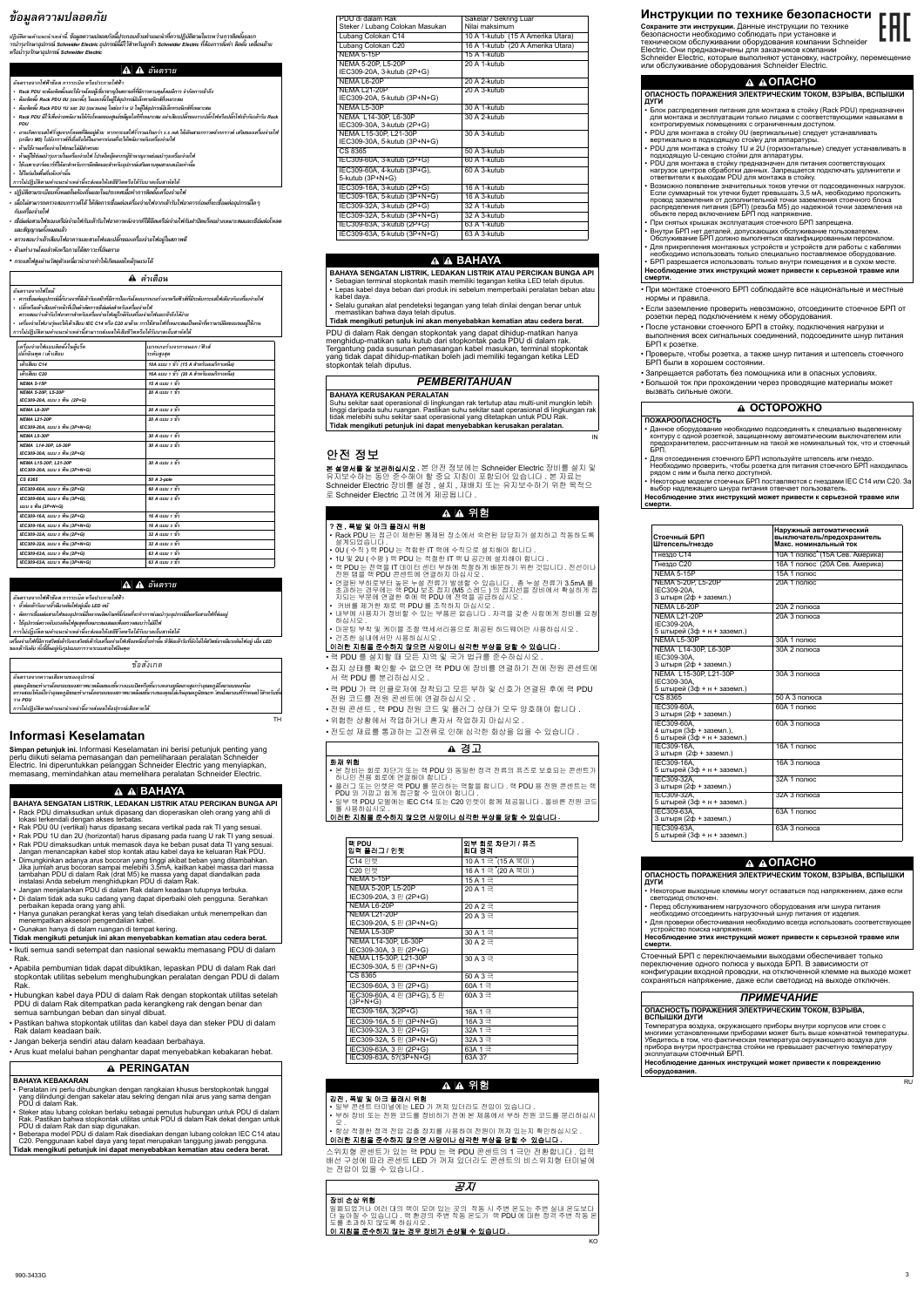# ข้อมูลความปลอดภัย

ปฏิบัติตามคำแนะนำเหล่านี้ ข้อมูลความปลอดภัยนี้ประกอบด้วยคำแนะนำที่ควรปฏิบัติตามในระหว่างการติดตั้งและการบำรุงรักษาอุปกรณ์ Schneider Electric อุปกรณ์นี้มีไว้สำหรับลูกค้า Schneider Electric ที่ต้องการติดตั้ง ติดตั้ง เคลื่อนย้าย หรือบำรุงรักษาอุปกรณ์ Schneider Electric

## ⚠ ⚠ อันตราย

**อันตรายจากไฟฟ้าช็อต การระเบิด หรือประกายไฟฟ้า**

- Rack PDU จะต้องติดตั้งและใช้งานโดยผู้มีความรู้ในสถานที่ที่มีการควบคุมตั้งแต่การ ว่าจะติดตั้งเองก็
- ติดตั้งท่อ Rack PDU 0U (แนวตั้ง) ในแนวตั้งในตู้ที่อุปกรณ์มีจักรกลมีตำแหน่งเหมาะสม
- ติดตั้งท่อ Rack PDU 1U และ 2U (แนวนอน) ในท่อว่าง U ในตู้ให้อุปกรณ์มีเครื่องมือที่เหมาะสม
- Rack PDU มีไว้เพื่อเชื่อมต่อเข้ากับวัสดุที่ทำหน้าที่ต่อกับกราวด์ โดยต้องมีการต่อกราวด์ที่เชื่อมต่อกับ Rack PDU
- อาจเกิดกระแสไฟรั่วสูงจากโหลดที่เชื่อมต่อ หากกระแสไฟรั่วรวมเกินกว่า 3.5 mA ให้เชื่อมต่อสายกราวด์เสริม (M5) เข้ากับโครงเครื่องก่อนเชื่อมต่อไฟ
- ห้ามใช้งานเครื่องนี้โดยที่ฝาครอบไม่ได้ปิด
- ห้ามผู้ใช้ซ่อมบำรุงภายในเครื่องจ่ายไฟ ให้ผู้ที่มีคุณสมบัติเหมาะสมดำเนินการ
- ใช้เฉพาะสายเคเบิลและอุปกรณ์เสริมที่ผลิตเพื่อใช้กับอุปกรณ์นี้
- ใช้ในสถานที่แห้งภายในอาคารเท่านั้น

**การไม่ปฏิบัติตามคำแนะนำเหล่านี้อาจส่งผลให้เสียชีวิตหรือได้รับบาดเจ็บร้ายแรงได้**

- ปฏิบัติตามระเบียบข้อกำหนดด้านความปลอดภัยในประเทศและท้องถิ่นทั้งหมด
- เมื่อไม่สามารถตรวจสอบการต่อไฟได้ ให้ตัดการเชื่อมต่อเครื่องจ่ายไฟจากเต้าเสียบก่อนติดตั้งหรือเชื่อมต่อกับอุปกรณ์อื่น
- เชื่อมต่อสายไฟของเครื่องจ่ายไฟเข้ากับเต้ารับไฟฟ้าหลังจากที่ได้เชื่อมต่อสายไฟและสายสัญญาณแล้ว
- ตรวจสอบว่าเต้าเสียบไฟและสายไฟและปลั๊กของเครื่องจ่ายไฟอยู่ในสภาพดี
- ห้ามทำงานโดยลำพังหรือภายใต้สภาวะที่อันตราย
- กระแสไฟสูงผ่านวัสดุตัวนำอาจทำให้เกิดแผลไหม้รุนแรงได้

## ⚠ คำเตือน

**อันตรายจากไฟไหม้**

- ควรเชื่อมต่ออุปกรณ์นี้กับวงจรที่มีเต้าเสียบเฉพาะที่ได้รับการป้องกันด้วยเบรกเกอร์หรือฟิวส์ที่มีพิกัดกระแสไฟเดียวกับ Rack PDU
- ปลั๊กหรือเต้าเสียบทำหน้าที่เป็นตัวตัดการเชื่อมต่อสำหรับเครื่องจ่ายไฟ ตรวจสอบว่าเต้ารับไฟฟ้าอยู่ใกล้เครื่องจ่ายไฟและเข้าถึงได้ง่าย
- เครื่องจ่ายไฟบางรุ่นจะให้เต้าเสียบ IEC C14 หรือ C20 มาด้วย การใช้สายไฟที่เหมาะสมเป็นความรับผิดชอบของผู้ใช้งาน

**การไม่ปฏิบัติตามคำแนะนำเหล่านี้อาจส่งผลให้เสียชีวิตหรือได้รับบาดเจ็บร้ายแรงได้**

| เครื่องจ่ายไฟแบบติดตั้งในตู้แร็ค ปลั๊กอินพุต / เต้าเสียบ | เบรกเกอร์วงจรภายนอก / ฟิวส์ ระดับสูงสุด |
|---|---|
| เต้าเสียบ C14 | 10A แบบ 1 ขั้ว (15 A สำหรับอเมริกาเหนือ) |
| เต้าเสียบ C20 | 16A แบบ 1 ขั้ว (20 A สำหรับอเมริกาเหนือ) |
| NEMA 5-15P | 15 A แบบ 1 ขั้ว |
| NEMA 5-20P, L5-20P IEC309-20A, แบบ 3 พิน (2P+G) | 20 A แบบ 1 ขั้ว |
| NEMA L6-20P | 20 A แบบ 2 ขั้ว |
| NEMA L21-20P IEC309-20A, แบบ 5 พิน (3P+N+G) | 20 A แบบ 3 ขั้ว |
| NEMA L5-30P | 30 A แบบ 1 ขั้ว |
| NEMA L14-30P, L6-30P IEC309-30A, แบบ 3 พิน (2P+G) | 30 A แบบ 2 ขั้ว |
| NEMA L15-30P, L21-30P IEC309-30A, แบบ 5 พิน (3P+N+G) | 30 A แบบ 3 ขั้ว |
| CS 8365 | 50 A 3-pole |
| IEC309-60A, แบบ 3 พิน (2P+G) | 60 A แบบ 1 ขั้ว |
| IEC309-60A, แบบ 4 พิน (3P+G), แบบ 5 พิน (3P+N+G) | 60 A แบบ 3 ขั้ว |
| IEC309-16A, แบบ 3 พิน (2P+G) | 16 A แบบ 1 ขั้ว |
| IEC309-16A, แบบ 5 พิน (3P+N+G) | 16 A แบบ 3 ขั้ว |
| IEC309-32A, แบบ 3 พิน (2P+G) | 32 A แบบ 1 ขั้ว |
| IEC309-32A, แบบ 5 พิน (3P+N+G) | 32 A แบบ 3 ขั้ว |
| IEC309-63A, แบบ 3 พิน (2P+G) | 63 A แบบ 1 ขั้ว |
| IEC309-63A, แบบ 5 พิน (3P+N+G) | 63 A แบบ 3 ขั้ว |

## ⚠ ⚠ อันตราย

**อันตรายจากไฟฟ้าช็อต การระเบิด หรือประกายไฟฟ้า**

- ขั้วต่อเต้ารับบางขั้วอาจมีไฟอยู่แม้ LED จะดับ
- ตัดการเชื่อมต่อสายไฟของเครื่องจ่ายไฟก่อนทำการซ่อมบำรุงอุปกรณ์ที่เชื่อมต่อ
- ใช้อุปกรณ์ตรวจจับแรงดันไฟสูงสุดที่เหมาะสมเพื่อตรวจสอบว่าไม่มีไฟ

**การไม่ปฏิบัติตามคำแนะนำเหล่านี้อาจส่งผลให้เสียชีวิตหรือได้รับบาดเจ็บร้ายแรงได้**

เครื่องจ่ายไฟที่มีเต้ารับที่สลับได้จะสลับตัวนำไฟฟ้าหนึ่งตัว อินพุตของเต้ารับที่ปิดไว้อาจมีไฟอยู่ แม้ LED ของเต้ารับนั้นจะดับ

## ข้อสังเกต

**อันตรายจากความเสียหายของอุปกรณ์**

อุณหภูมิขณะทำงานในสภาพแวดล้อมแบบปิดหรือมีเครื่องหลายเครื่องอาจสูงกว่าอุณหภูมิห้อง ตรวจสอบให้แน่ใจว่าอุณหภูมิโดยรอบไม่เกินอุณหภูมิใช้งานสูงสุดของ Rack PDU

**การไม่ปฏิบัติตามคำแนะนำเหล่านี้อาจส่งผลให้อุปกรณ์เสียหายได้**

TH

# Informasi Keselamatan

**Simpan petunjuk ini.** Informasi Keselamatan ini berisi petunjuk penting yang perlu diikuti selama pemasangan dan pemeliharaan peralatan Schneider Electric. Ini diperuntukkan pelanggan Schneider Electric yang menyiapkan, memasang, memindahkan atau memelihara peralatan Schneider Electric.

## ⚠ ⚠ BAHAYA

**BAHAYA SENGATAN LISTRIK, LEDAKAN LISTRIK ATAU PERCIKAN BUNGA API**

- Rack PDU dimaksudkan untuk dipasang dan dioperasikan oleh orang yang ahli di lokasi terkendali dengan akses terbatas.
- Rak PDU 0U (vertikal) harus dipasang secara vertikal pada rak TI yang sesuai.
- Rak PDU 1U dan 2U (horizontal) harus dipasang pada ruang U rak TI yang sesuai.
- Rak PDU dimaksudkan untuk memasok daya ke beban pusat data TI yang sesuai. Jangan menancapkan kabel stop kontak atau kabel daya ke keluaran Rak PDU.
- Dimungkinkan adanya arus bocoran yang tinggi akibat beban yang ditambahkan. Jika jumlah arus bocoran sampai melebihi 3.5mA, kaitkan kabel massa dari massa tambahan PDU di dalam Rak (drat M5) ke massa yang dapat diandalkan pada instalasi Anda sebelum menghidupkan PDU di dalam Rak.
- Jangan menjalankan PDU di dalam Rak dalam keadaan tutupnya terbuka.
- Di dalam tidak ada suku cadang yang dapat diperbaiki oleh pengguna. Serahkan perbaikan kepada orang yang ahli.
- Hanya gunakan perangkat keras yang telah disediakan untuk menempelkan dan menempatkan aksesori pengendalian kabel.
- Gunakan hanya di dalam ruangan di tempat kering.

**Tidak mengikuti petunjuk ini akan menyebabkan kematian atau cedera berat.**

- Ikuti semua sandi setempat dan nasional sewaktu memasang PDU di dalam Rak.
- Apabila pembumian tidak dapat dibuktikan, lepaskan PDU di dalam Rak dari stopkontak utilitas sebelum menghubungkan peralatan dengan PDU di dalam Rak.
- Hubungkan kabel daya PDU di dalam Rak dengan stopkontak utilitas setelah PDU di dalam Rak ditempatkan pada kerangkeng rak dengan benar dan semua sambungan beban dan sinyal dibuat.
- Pastikan bahwa stopkontak utilitas dan kabel daya dan steker PDU di dalam Rak dalam keadaan baik.
- Jangan bekerja sendiri atau dalam keadaan berbahaya.
- Arus kuat melalui bahan penghantar dapat menyebabkan kebakaran hebat.

## ⚠ PERINGATAN

**BAHAYA KEBAKARAN**

- Peralatan ini perlu dihubungkan dengan rangkaian khusus berstopkontak tunggal yang dilindungi dengan sakelar atau sekring dengan nilai arus yang sama dengan PDU di dalam Rak.
- Steker atau lubang colokan berlaku sebagai pemutus hubungan untuk PDU di dalam Rak. Pastikan bahwa stopkontak utilitas untuk PDU di dalam Rak dekat dengan unit PDU di dalam Rak dan siap digunakan.
- Beberapa model PDU di dalam Rak disediakan dengan lubang colokan IEC C14 atau C20. Penggunaan kabel daya yang tepat merupakan tanggung jawab pengguna.

**Tidak mengikuti petunjuk ini dapat menyebabkan kematian atau cidera berat.**

| PDU di dalam Rak Steker / Lubang Colokan Masukan | Sakelar / Sekring Luar Nilai maksimum |
|---|---|
| Lubang Colokan C14 | 10 A 1-kutub (15 A Amerika Utara) |
| Lubang Colokan C20 | 16 A 1-kutub (20 A Amerika Utara) |
| NEMA 5-15P | 15 A 1-kutub |
| NEMA 5-20P, L5-20P IEC309-20A, 3-kutub (2P+G) | 20 A 1-kutub |
| NEMA L6-20P | 20 A 2-kutub |
| NEMA L21-20P IEC309-20A, 5-kutub (3P+N+G) | 20 A 3-kutub |
| NEMA L5-30P | 30 A 1-kutub |
| NEMA L14-30P, L6-30P IEC309-30A, 3-kutub (2P+G) | 30 A 2-kutub |
| NEMA L15-30P, L21-30P IEC309-30A, 5-kutub (3P+N+G) | 30 A 3-kutub |
| CS 8365 | 50 A 3-kutub |
| IEC309-60A, 3-kutub (2P+G) | 60 A 1-kutub |
| IEC309-60A, 4-kutub (3P+G), 5-kutub (3P+N+G) | 60 A 3-kutub |
| IEC309-16A, 3-kutub (2P+G) | 16 A 1-kutub |
| IEC309-16A, 5-kutub (3P+N+G) | 16 A 3-kutub |
| IEC309-32A, 3-kutub (2P+G) | 32 A 1-kutub |
| IEC309-32A, 5-kutub (3P+N+G) | 32 A 3-kutub |
| IEC309-63A, 3-kutub (2P+G) | 63 A 1-kutub |
| IEC309-63A, 5-kutub (3P+N+G) | 63 A 3-kutub |

## ⚠ ⚠ BAHAYA

**BAHAYA SENGATAN LISTRIK, LEDAKAN LISTRIK ATAU PERCIKAN BUNGA API**

- Sebagian terminal stopkontak masih memiliki tegangan ketika LED telah diputus.
- Lepas kabel daya beban dari produk ini sebelum memperbaiki peralatan beban atau kabel daya.
- Selalu gunakan alat pendeteksi tegangan yang telah dinilai dengan benar untuk memastikan bahwa daya telah diputus.

**Tidak mengikuti petunjuk ini akan menyebabkan kematian atau cedera berat.**

PDU di dalam Rak dengan stopkontak yang dapat dihidup-matikan hanya menghidup-matikan satu kutub arus listrik PDU di dalam rak. Tergantung pada susunan pemasangan kabel masukan, terminal stopkontak yang tidak dapat dihidup-matikan boleh jadi memiliki tegangan ketika LED stopkontak telah diputus.

## PEMBERITAHUAN

**BAHAYA KERUSAKAN PERALATAN**

Suhu sekitar saat operasional di lingkungan rak tertutup atau multi-unit mungkin lebih tinggi daripada suhu ruangan. Pastikan suhu sekitar saat operasional di lingkungan rak tidak melebihi suhu sekitar saat operasional yang ditetapkan untuk PDU Rak.

**Tidak mengikuti petunjuk ini dapat menyebabkan kerusakan peralatan.**

IN

# 안전 정보

**본 설명서를 잘 보관하십시오 .** 본 안전 정보에는 Schneider Electric 장비를 설치 및 유지보수하는 동안 준수해야 할 중요 지침이 포함되어 있습니다 . 본 자료는 Schneider Electric 장비를 설정 , 설치 , 재배치 또는 유지보수하기 위한 목적으로 Schneider Electric 고객에게 제공됩니다 .

## ⚠ ⚠ 위험

**감전 , 폭발 및 아크 플래시 위험**

- Rack PDU 는 접근이 제한된 통제된 장소에서 숙련된 담당자가 설치하고 작동하도록 설계되었습니다 .
- 0U ( 수직 ) 랙 PDU 는 적절한 IT 랙에 수직으로 설치해야 합니다 .
- 1U 및 2U ( 수평 ) 랙 PDU 는 적절한 IT 랙 U 공간에 설치해야 합니다 .
- 랙 PDU 는 전력을 IT 데이터 센터 부하에 적절하게 배분하기 위한 것입니다 . 전선이나 전원 탭을 랙 PDU 콘센트에 연결하지 마십시오 .
- 연결된 부하로부터 높은 누설 전류가 발생할 수 있습니다 . 총 누설 전류가 3.5mA 를 초과하는 경우에는 랙 PDU 보조 접지 (M5 스레드 ) 의 접지선을 장비에서 확실하게 접지되는 부분에 연결한 후에 랙 PDU 에 전력을 공급하십시오 .
- 커버를 제거한 채로 랙 PDU 를 조작하지 마십시오 .
- 내부에 사용자가 정비할 수 있는 부품은 없습니다 . 자격을 갖춘 사람에게 정비를 요청하십시오 .
- 마운팅 부착 및 케이블 조절 액세서리용으로 제공된 하드웨어만 사용하십시오 .
- 건조한 실내에서만 사용하십시오 .

**이러한 지침을 준수하지 않으면 사망이나 심각한 부상을 당할 수 있습니다 .**

- 랙 PDU 를 설치할 때 모든 지역 및 국가 법규를 준수하십시오 .
- 접지 상태를 확인할 수 없으면 랙 PDU 에 장비를 연결하기 전에 전원 콘센트에서 랙 PDU 를 분리하십시오 .
- 랙 PDU 가 랙 인클로저에 장착되고 모든 부하 및 신호가 연결된 후에 랙 PDU 전원 코드를 전원 콘센트에 연결하십시오 .
- 전원 콘센트 , 랙 PDU 전원 코드 및 플러그 상태가 모두 양호해야 합니다 .
- 위험한 상황에서 작업하거나 혼자서 작업하지 마십시오 .
- 전도성 재료를 통과하는 고전류로 인해 심각한 화상을 입을 수 있습니다 .

## ⚠ 경고

**화재 위험**

- 본 장비는 회로 차단기 또는 랙 PDU 와 동일한 정격 전류의 퓨즈로 보호되는 콘센트가 하나인 전용 회로에 연결해야 합니다 .
- 플러그 또는 인렛은 랙 PDU 를 분리하는 역할을 합니다 . 랙 PDU 용 전원 콘센트는 랙 PDU 와 가깝고 쉽게 접근할 수 있어야 합니다 .
- 일부 랙 PDU 모델에는 IEC C14 또는 C20 인렛이 함께 제공됩니다 . 올바른 전원 코드를 사용하십시오 .

**이러한 지침을 준수하지 않으면 사망이나 심각한 부상을 당할 수 있습니다 .**

| 랙 PDU 입력 플러그 / 인렛 | 외부 회로 차단기 / 퓨즈 최대 정격 |
|---|---|
| C14 인렛 | 10 A 1 극 (15 A 북미 ) |
| C20 인렛 | 16 A 1 극 (20 A 북미 ) |
| NEMA 5-15P | 15 A 1 극 |
| NEMA 5-20P, L5-20P IEC309-20A, 3 핀 (2P+G) | 20 A 1 극 |
| NEMA L6-20P | 20 A 2 극 |
| NEMA L21-20P IEC309-20A, 5 핀 (3P+N+G) | 20 A 3 극 |
| NEMA L5-30P | 30 A 1 극 |
| NEMA L14-30P, L6-30P IEC309-30A, 3 핀 (2P+G) | 30 A 2 극 |
| NEMA L15-30P, L21-30P IEC309-30A, 5 핀 (3P+N+G) | 30 A 3 극 |
| CS 8365 | 50 A 3 극 |
| IEC309-60A, 3 핀 (2P+G) | 60 A 1 극 |
| IEC309-60A, 4 핀 (3P+G), 5 핀 (3P+N+G) | 60 A 3 극 |
| IEC309-16A, 3(2P+G) | 16A 1 극 |
| IEC309-16A, 5 핀 (3P+N+G) | 16A 3 극 |
| IEC309-32A, 3 핀 (2P+G) | 32A 1 극 |
| IEC309-32A, 5 핀 (3P+N+G) | 32A 3 극 |
| IEC309-63A, 3 핀 (2P+G) | 63A 1 극 |
| IEC309-63A, 5?(3P+N+G) | 63A 3? |

## ⚠ ⚠ 위험

**감전 , 폭발 및 아크 플래시 위험**

- 일부 콘센트 터미널에는 LED 가 꺼져 있더라도 전압이 있습니다 .
- 부하 장비 또는 전원 코드를 정비하기 전에 본 제품에서 부하 전원 코드를 분리하십시오 .
- 항상 적절한 정격 전압 검출 장치를 사용하여 전원이 꺼져 있는지 확인하십시오 .

**이러한 지침을 준수하지 않으면 사망이나 심각한 부상을 당할 수 있습니다 .**

스위칭 콘센트가 있는 랙 PDU 는 랙 PDU 콘센트의 1 극만 전환합니다 . 입력 배선 구성에 따라 콘센트 LED 가 꺼져 있더라도 콘센트의 비스위칭 터미널에는 전압이 있을 수 있습니다 .

## 공지

**장비 손상 위험**

밀폐되었거나 여러 대의 랙이 모여 있는 곳의 작동 시 주변 온도는 주변 실내 온도보다 더 높아질 수 있습니다 . 랙 환경의 주변 작동 온도가 랙 PDU 에 대한 정격 주변 작동 온도를 초과하지 않도록 하십시오 .

**이 지침을 준수하지 않는 경우 장비가 손상될 수 있습니다 .**

KO

# Инструкции по технике безопасности

**Сохраните эти инструкции.** Данные инструкции по технике безопасности необходимо соблюдать при установке и техническом обслуживании оборудования компании Schneider Electric. Они предназначены для заказчиков компании Schneider Electric, которые выполняют установку, настройку, перемещение или обслуживание оборудования Schneider Electric.

## ⚠ ⚠ОПАСНО

**ОПАСНОСТЬ ПОРАЖЕНИЯ ЭЛЕКТРИЧЕСКИМ ТОКОМ, ВЗРЫВА, ВСПЫШКИ ДУГИ**

- Блок распределения питания для монтажа в стойку (Rack PDU) предназначен для монтажа и эксплуатации только лицами с соответствующими навыками в контролируемых помещениях с ограниченным доступом.
- PDU для монтажа в стойку 0U (вертикальные) следует устанавливать вертикально в подходящую U-секцию стойки для аппаратуры.
- PDU для монтажа в стойку 1U и 2U (горизонтальные) следует устанавливать в подходящую U-секцию стойки для аппаратуры.
- PDU для монтажа в стойку предназначен для питания соответствующих нагрузок центров обработки данных. Запрещается подключать удлинители и ответвители к выходам PDU для монтажа в стойку.
- Возможно появление значительных токов утечки от подсоединенных нагрузок. Если суммарный ток утечки будет превышать 3,5 мА, необходимо проложить провод заземления от дополнительной точки заземления стоечного блока распределения питания (БРП) (резьба M5) до надежной точки заземления на объекте перед включением БРП под напряжение.
- При снятых крышках эксплуатация стоечного БРП запрещена.
- Внутри БРП нет деталей, допускающих обслуживание пользователем. Обслуживание БРП должно выполняться квалифицированным персоналом.
- Для прикрепления монтажных устройств и устройств для работы с кабелями необходимо использовать только специально поставляемое оборудование.
- БРП разрешается использовать только внутри помещения и в сухом месте.

**Несоблюдение этих инструкций может привести к серьезной травме или смерти.**

- При монтаже стоечного БРП соблюдайте все национальные и местные нормы и правила.
- Если заземление проверить невозможно, отсоедините стоечное БРП от розетки перед подключением к нему оборудования.
- После установки стоечного БРП в стойку, подключения нагрузки и выполнения всех сигнальных соединений, подсоедините шнур питания БРП к розетке.
- Проверьте, чтобы розетка, а также шнур питания и штепсель стоечного БРП были в хорошем состоянии.
- Запрещается работать без помощника или в опасных условиях.
- Большой ток при прохождении через проводящие материалы может вызвать сильные ожоги.

## ⚠ ОСТОРОЖНО

**ПОЖАРООПАСНОСТЬ**

- Данное оборудование необходимо подсоединять к специально выделенному контуру с одной розеткой, защищенному автоматическим выключателем или предохранителем, рассчитанным на такой же номинальный ток, что и стоечный БРП.
- Для отсоединения стоечного БРП используйте штепсель или гнездо. Необходимо проверить, чтобы розетка для питания стоечного БРП находилась рядом с ним и была легко доступной.
- Некоторые модели стоечных БРП поставляются с гнездами IEC C14 или C20. За выбор надлежащего шнура питания отвечает пользователь.

**Несоблюдение этих инструкций может привести к серьезной травме или смерти.**

| Стоечный БРП Штепсель/гнездо | Наружный автоматический выключатель/предохранитель Макс. номинальный ток |
|---|---|
| Гнездо C14 | 10A 1 полюс (15A Сев. Америка) |
| Гнездо C20 | 16A 1 полюс (20A Сев. Америка) |
| NEMA 5-15P | 15A 1 полюс |
| NEMA 5-20P, L5-20P IEC309-20A, 3 штырька (2ф + заземл.) | 20A 1 полюс |
| NEMA L6-20P | 20A 2 полюса |
| NEMA L21-20P IEC309-20A, 5 штырей (3ф + н + заземл.) | 20A 3 полюса |
| NEMA L5-30P | 30A 1 полюс |
| NEMA L14-30P, L6-30P IEC309-30A, 3 штырька (2ф + заземл.) | 30A 2 полюса |
| NEMA L15-30P, L21-30P IEC309-30A, 5 штырей (3ф + н + заземл.) | 30A 3 полюса |
| CS 8365 | 50 A 3 полюса |
| IEC309-60A, 3 штырька (2ф + заземл.) | 60A 1 полюс |
| IEC309-60A, 4 штырька (3ф + заземл.), 5 штырей (3ф + н + заземл.) | 60A 3 полюса |
| IEC309-16A, 3 штырька (2ф + заземл.) | 16A 1 полюс |
| IEC309-16A, 5 штырей (3ф + н + заземл.) | 16A 3 полюса |
| IEC309-32A, 3 штырька (2ф + заземл.) | 32A 1 полюс |
| IEC309-32A, 5 штырей (3ф + н + заземл.) | 32A 3 полюса |
| IEC309-63A, 3 штырька (2ф + заземл.) | 63A 1 полюс |
| IEC309-63A, 5 штырей (3ф + н + заземл.) | 63A 3 полюса |

## ⚠ ⚠ОПАСНО

**ОПАСНОСТЬ ПОРАЖЕНИЯ ЭЛЕКТРИЧЕСКИМ ТОКОМ, ВЗРЫВА, ВСПЫШКИ ДУГИ**

- Некоторые выходные клеммы могут оставаться под напряжением, даже если светодиод отключен.
- Перед обслуживанием нагрузочного оборудования или шнура питания необходимо отсоединить нагрузочный шнур питания от изделия.
- Для проверки обесточивания необходимо всегда использовать соответствующее устройство поиска напряжения.

**Несоблюдение этих инструкций может привести к серьезной травме или смерти.**

Стоечный БРП с переключаемыми выходами обеспечивает только переключение одного полюса у выхода БРП. В зависимости от конфигурации входной проводки, на отключенной клемме на выходе может сохраняться напряжение, даже если светодиод на выходе отключен.

## ПРИМЕЧАНИЕ

**ОПАСНОСТЬ ПОРАЖЕНИЯ ЭЛЕКТРИЧЕСКИМ ТОКОМ, ВЗРЫВА, ВСПЫШКИ ДУГИ**

Температура воздуха, окружающего приборы внутри корпусов или стоек с многими установленными приборами может быть выше комнатной температуры. Убедитесь в том, что фактическая температура окружающего воздуха для прибора внутри пространства стойки не превышает расчетную температуру эксплуатации стоечный БРП.

**Несоблюдение данных инструкций может привести к повреждению оборудования.**

RU

990-3433G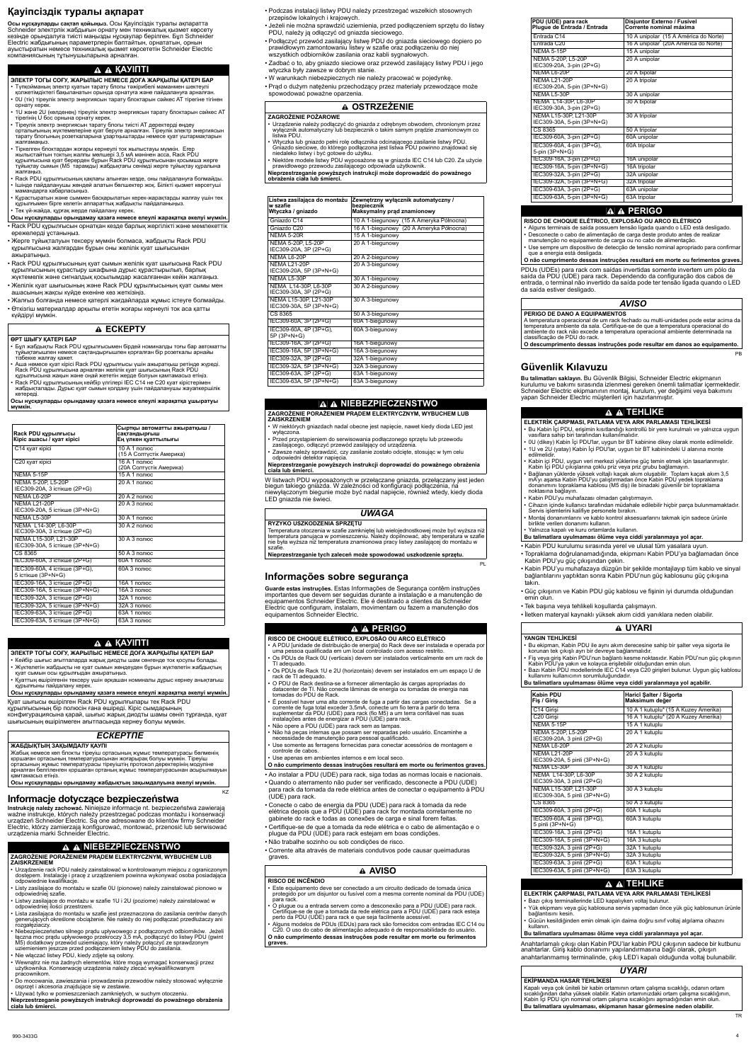# Қауіпсіздік туралы ақпарат

**Осы нұсқауларды сақтап қойыңыз.** Осы Қауіпсіздік туралы ақпаратта Schneider электрлік жабдығын орнату мен техникалық қызмет көрсету кезінде орындалуға тиісті маңызды нұсқаулар берілген. Бұл Schneider Electric жабдығының параметрлерін баптайтын, орнататын, орнын ауыстыратын немесе техникалық қызмет көрсететін Schneider Electric компаниясының тұтынушыларына арналған.

## ⚠ ⚠ ҚАУІПТІ

**ЭЛЕКТР ТОҒЫ СОҒУ, ЖАРЫЛЫС НЕМЕСЕ ДОҒА ЖАРҚЫЛЫ ҚАТЕРІ БАР**

- Тұйықталған электр қуатын тарату блогы тәжірибелі маманмен шектеулі қолжетімділікті бақыланатын орында орнатуға және пайдалануға арналған.
- 0U (тік) тіреулік электр энергиясын тарату блоктарын сәйкес AT тіреріне тігінен орнату керек.
- 1U және 2U (көлденең) тіреулік электр энергиясын тарату блоктарын сәйкес AT тіреулік U бос орнына орнату керек.
- Тіреулік электр энергиясын тарату блогы тиісті AT деректерді өңдеу орталығының жүктемелеріне қуат беруге арналған. Тіреулік электр энергиясын тарату блогының розеткаларына ұзартқыштарды немесе қуат ұштармақтарын жалғамаңыз.
- Тіркелген блоктардан жоғары кернеулі ток жылыстауы мүмкін. Егер жылыстайтын токтың жалпы мөлшері 3,5 мА мәнінен асса, Rack PDU құрылғысына қуат берерден бұрын Rack PDU құрылғысын қосымша жерге тұйықтау (M5 тарамды) жабдықтағы сенімді жерге тұйықтау құралына жалғаңыз.
- Rack PDU құрылғысының қаптағы алынған кезде, оны пайдалануға болмайды.
- Ішінде пайдаланушы жөндей алатын бөлшектер жоқ. Білікті қызмет көрсетуші мамандарға хабарласыңыз.
- Құрастыратын және сыммен басқарылатын керек-жарақтарды жалғау үшін тек құрылғымен бірге келетін аппараттық жабдықты пайдаланыңыз.
- Тек үй-жайда, құрғақ жерде пайдалану керек.

**Осы нұсқауларды орындамау қазаға немесе елеулі жарақатқа әкелуі мүмкін.**

- Rack PDU құрылғысын орнатқан кезде барлық жергілікті және мемлекеттік ережелерді ұстаныңыз.
- Жерге тұйықталуын тексеру мүмкін болмаса, жабдықты Rack PDU құрылғысына жалғардан бұрын оны желілік қуат шығысынан ажыратыңыз.
- Rack PDU құрылғысының қуат сымын желілік қуат шығысына Rack PDU құрылғысының құрастыру шкафына дұрыс құрастырылып, барлық жүктемелік және сигналдық қосылымдар жасалғаннан кейін жалғаңыз.
- Желілік қуат шығысының және Rack PDU құрылғысының қуат сымы мен ашасының жақсы күйде екеніне көз жеткізіңіз.
- Жалғыз болғанда немесе қатерлі жағдайларда жұмыс істеуге болмайды.
- Өткізгіш материалдар арқылы өтетін жоғары кернеулі ток аса қатты күйдіруі мүмкін.

## ⚠ ЕСКЕРТУ

**ӨРТ ШЫҒУ ҚАТЕРІ БАР**

- Бұл жабдықты Rack PDU құрылғысымен бірдей номиналды тоғы бар автоматты тұйықтағышпен немесе сақтандырғышпен қорғалған бір розеткалы арнайы тізбекке жалғау қажет.
- Аша немесе қуат кірісі Rack PDU құрылғысы үшін ажыратқыш ретінде жүреді. Rack PDU құрылғысына арналған желілік қуат шығысының Rack PDU құрылғысына жақын және оңай жететін жерде болуын қамтамасыз етіңіз.
- Rack PDU құрылғысының кейбір үлгілері IEC C14 не C20 қуат кірістерімен жабдықталады. Дұрыс қуат сымын қолдану үшін пайдаланушы жауапкершілік көтереді.

**Осы нұсқауларды орындамау қазаға немесе елеулі жарақатқа ұшыратуы мүмкін.**

| Rack PDU құрылғысы Кіріс ашасы / қуат кірісі | Сыртқы автоматты ажыратқыш / сақтандырғыш Ең үлкен қуаттылығы |
|---|---|
| C14 қуат кірісі | 10 A 1 полюс (15 A Солтүстік Америка) |
| C20 қуат кірісі | 16 A 1 полюс (20A Солтүстік Америка) |
| NEMA 5-15P | 15 A 1 полюс |
| NEMA 5-20P, L5-20P IEC309-20A, 3 істікше (2P+G) | 20 A 1 полюс |
| NEMA L6-20P | 20 A 2 полюс |
| NEMA L21-20P IEC309-20A, 5 істікше (3P+N+G) | 20 A 3 полюс |
| NEMA L5-30P | 30 A 1 полюс |
| NEMA L14-30P, L6-30P IEC309-30A, 3 істікше (2P+G) | 30 A 2 полюс |
| NEMA L15-30P, L21-30P IEC309-30A, 5 істікше (3P+N+G) | 30 A 3 полюс |
| CS 8365 | 50 A 3 полюс |
| IEC309-60A, 3 істікше (2P+G) | 60A 1 полюс |
| IEC309-60A, 4 істікше (3P+G), 5 істікше (3P+N+G) | 60A 3 полюс |
| IEC309-16A, 3 істікше (2P+G) | 16A 1 полюс |
| IEC309-16A, 5 істікше (3P+N+G) | 16A 3 полюс |
| IEC309-32A, 3 істікше (2P+G) | 32A 1 полюс |
| IEC309-32A, 5 істікше (3P+N+G) | 32A 3 полюс |
| IEC309-63A, 3 істікше (2P+G) | 63A 1 полюс |
| IEC309-63A, 5 істікше (3P+N+G) | 63A 3 полюс |

## ⚠ ⚠ ҚАУІПТІ

**ЭЛЕКТР ТОҒЫ СОҒУ, ЖАРЫЛЫС НЕМЕСЕ ДОҒА ЖАРҚЫЛЫ ҚАТЕРІ БАР**

- Кейбір шығыс ағытпаларда жарық диодты шам сөнгенде ток қосулы болады.
- Жүктелетін жабдықты не қуат сымын жөндеуден бұрын жүктелетін жабдықтың қуат сымын осы құрылғыдан ажыратыңыз.
- Қуаттың өшірілгенін тексеру үшін әрқашан номиналды дұрыс кернеу анықтағыш құрылғыны пайдалану керек.

**Осы нұсқауларды орындамау қазаға немесе елеулі жарақатқа әкелуі мүмкін.**

Қуат шығысы өшірілген Rack PDU құрылғылары тек Rack PDU құрылғысының бір полюсін ғана өшіреді. Кіріс сымдарының конфигурациясына қарай, шығыс жарық диодты шамы сөніп тұрғанда, қуат шығысының өшірілмеген ағытпасында кернеу болуы мүмкін.

## ЕСКЕРТПЕ

**ЖАБДЫҚТЫҢ ЗАҚЫМДАЛУ ҚАУПІ**

Жабық немесе көп блокты тіреулі орнатылған жұмыс температурасы бөлменің қоршаған ортасының температурасынан жоғарырақ болуы мүмкін. Тіреулі ортасының жұмыс температурасы тіреуіштің протокол деректерінің модуліне арналған белгіленген қоршаған ортаның жұмыс температурасынан асырылмауын қамтамасыз етіңіз.

**Осы нұсқауларды орындамау жабдықтың зақымдалуына әкелуі мүмкін.**

KZ

# Informacje dotyczące bezpieczeństwa

**Instrukcję należy zachować.** Niniejsze informacje nt. bezpieczeństwa zawierają ważne instrukcje, których należy przestrzegać podczas montażu i konserwacji urządzeń Schneider Electric. Są one adresowane do klientów firmy Schneider Electric, którzy zamierzają konfigurować, montować, przenosić lub serwisować urządzenia marki Schneider Electric.

## ⚠ ⚠ NIEBEZPIECZEŃSTWO

**ZAGROŻENIE PORAŻENIEM PRĄDEM ELEKTRYCZNYM, WYBUCHEM LUB ZAISKRZENIEM**

- Urządzenie rack PDU należy zainstalować w kontrolowanym miejscu z ograniczonym dostępem. Instalację i pracę z urządzeniem powinna wykonywać osoba posiadająca odpowiednie kwalifikacje.
- Listy zasilające do montażu w szafie 0U (pionowe) należy zainstalować pionowo w odpowiedniej szafie.
- Listwy zasilające do montażu w szafie 1U i 2U (poziome) należy zainstalować w odpowiedniej ilości przestrzeni.
- Lista zasilająca do montażu w szafie jest przeznaczona do zasilania centrów danych generujących określone obciążenie. Nie należy do niej podłączać przedłużaczy ani rozgałęziaczy.
- Niebezpieczeństwo silnego prądu upływowego z podłączonych odbiorników. Jeżeli łączna moc prądu upływowego przekroczy 3,5 mA, podłączyć do listwy PDU (gwint M5) dodatkowy przewód uziemiający, który należy połączyć ze sprawdzonym uziemieniem jeszcze przed podłączeniem listwy PDU do zasilania.
- Nie włączać listwy PDU, kiedy zdjęte są osłony.
- Wewnątrz nie ma żadnych elementów, które mogą wymagać konserwacji przez użytkownika. Konserwację urządzenia należy zlecać wykwalifikowanym pracownikom.
- Do mocowania, zawieszania i prowadzenia przewodów należy stosować wyłącznie osprzęt i akcesoria znajdujące się w zestawie.
- Używać tylko w pomieszczeniach zamkniętych, w suchym otoczeniu.

**Nieprzestrzeganie powyższych instrukcji doprowadzi do poważnego obrażenia ciała lub śmierci.**

- Podczas instalacji listwy PDU należy przestrzegać wszelkich stosownych przepisów lokalnych i krajowych.
- Jeżeli nie można sprawdzić uziemienia, przed podłączeniem sprzętu do listwy PDU, należy ją odłączyć od zasilania sieciowego.
- Podłączyć przewód zasilający listwę PDU do gniazda sieciowego dopiero po prawidłowym zamontowaniu listwy w szafie oraz podłączeniu do niej wszystkich odbiorników zasilania oraz kabli sygnałowych.
- Zadbać o to, aby gniazdo sieciowe oraz przewód zasilający listwy PDU i jego wtyczka były zawsze w dobrym stanie.
- W warunkach niebezpiecznych nie należy pracować w pojedynkę.
- Prąd o dużym natężeniu przechodzący przez materiały przewodzące może spowodować poważne oparzenia.

## ⚠ OSTRZEŻENIE

**ZAGROŻENIE POŻAROWE**

- Urządzenie należy podłączyć do gniazda z odrębnym obwodem, chronionym przez wyłącznik automatyczny lub bezpiecznik o takim samym prądzie znamionowym co listwa PDU.
- Wtyczka lub gniazdo pełni rolę odłącznika odcinającego zasilanie listwy PDU. Gniazdo sieciowe, do którego podłączona jest listwa PDU powinno znajdować się niedaleko listwy i być gotowe do użytku.
- Niektóre modele listwy PDU wyposażone są w gniazda IEC C14 lub C20. Za użycie prawidłowego przewodu zasilającego odpowiada użytkownik.

**Nieprzestrzeganie powyższych instrukcji może doprowadzić do poważnego obrażenia ciała lub śmierci.**

| Listwa zasilająca do montażu w szafie Wtyczka / gniazdo | Zewnętrzny wyłącznik automatyczny / bezpiecznik Maksymalny prąd znamionowy |
|---|---|
| Gniazdo C14 | 10 A 1-biegunowy (15 A Ameryka Północna) |
| Gniazdo C20 | 16 A 1-biegunowy (20 A Ameryka Północna) |
| NEMA 5-20R | 15 A 1-biegunowy |
| NEMA 5-20P, L5-20P IEC309-20A, 3P (2P+G) | 20 A 1-biegunowy |
| NEMA L6-20P | 20 A 2-biegunowy |
| NEMA L21-20P IEC309-20A, 5P (3P+N+G) | 20 A 3-biegunowy |
| NEMA L5-30P | 30 A 1-biegunowy |
| NEMA L14-30P, L6-30P IEC309-30A, 3P (2P+G) | 30 A 2-biegunowy |
| NEMA L15-30P, L21-30P IEC309-30A, 5P (3P+N+G) | 30 A 3-biegunowy |
| CS 8365 | 50 A 3-biegunowy |
| IEC309-60A, 3P (2P+G) | 60A 1-biegunowy |
| IEC309-60A, 4P (3P+G), 5P (3P+N+G) | 60A 3-biegunowy |
| IEC309-16A, 3P (2P+G) | 16A 1-biegunowy |
| IEC309-16A, 5P (3P+N+G) | 16A 3-biegunowy |
| IEC309-32A, 3P (2P+G) | 32A 1-biegunowy |
| IEC309-32A, 5P (3P+N+G) | 32A 3-biegunowy |
| IEC309-63A, 3P (2P+G) | 63A 1-biegunowy |
| IEC309-63A, 5P (3P+N+G) | 63A 3-biegunowy |

## ⚠ ⚠ NIEBEZPIECZEŃSTWO

**ZAGROŻENIE PORAŻENIEM PRĄDEM ELEKTRYCZNYM, WYBUCHEM LUB ZAISKRZENIEM**

- W niektórych gniazdach nadal obecne jest napięcie, nawet kiedy dioda LED jest wyłączona.
- Przed przystąpieniem do serwisowania podłączonego sprzętu lub przewodu zasilającego, odłączyć przewód zasilający od urządzenia.
- Zawsze należy sprawdzić, czy zasilanie zostało odcięte, stosując w tym celu odpowiedni detektor napięcia.

**Nieprzestrzeganie powyższych instrukcji doprowadzi do poważnego obrażenia ciała lub śmierci.**

W listwach PDU wyposażonych w przełączane gniazda, przełączany jest jeden biegun takiego gniazda. W zależności od konfiguracji podłączenia, na niewyłączonym biegunie może być nadal napięcie, również wtedy, kiedy dioda LED gniazda nie świeci.

## UWAGA

**RYZYKO USZKODZENIA SPRZĘTU**

Temperatura otoczenia w szafie zamkniętej lub wielojednostkowej może być wyższa niż temperatura panująca w pomieszczeniu. Należy dopilnować, aby temperatura w szafie nie była wyższa niż temperatura znamionowa pracy listwy zasilającej do montażu w szafie.

**Nieprzestrzeganie tych zaleceń może spowodować uszkodzenie sprzętu.**

PL

# Informações sobre segurança

**Guarde estas instruções.** Estas Informações de Segurança contêm instruções importantes que devem ser seguidas durante a instalação e a manutenção de equipamentos Schneider Electric. Ele é destinado a clientes da Schneider Electric que configuram, instalam, movimentam ou fazem a manutenção dos equipamentos Schneider Electric.

## ⚠ ⚠ PERIGO

**RISCO DE CHOQUE ELÉTRICO, EXPLOSÃO OU ARCO ELÉTRICO**

- A PDU [unidade de distribuição de energia] do Rack deve ser instalada e operada por uma pessoa qualificada em um local controlado com acesso restrito.
- Os PDUs de Rack 0U (verticais) devem ser instalados verticalmente em um rack de TI adequado.
- Os PDUs de Rack 1U e 2U (horizontais) devem ser instalados em um espaço U de rack de TI adequado.
- O PDU de Rack destina-se a fornecer alimentação às cargas apropriadas do datacenter de TI. Não conecte lâminas de energia ou tomadas de energia nas tomadas do PDU de Rack.
- É possível haver uma alta corrente de fuga a partir das cargas conectadas. Se a corrente de fuga total exceder 3,5mA, conecte um fio terra a partir do terra suplementar da PDU (UDE) para rack (fio M5) a um terra confiável nas suas instalações antes de energizar a PDU (UDE) para rack.
- Não opere a PDU (UDE) para rack sem as tampas.
- Não há peças internas que possam ser reparadas pelo usuário. Encaminhe a necessidade de manutenção para pessoal qualificado.
- Use somente as ferragens fornecidas para conectar acessórios de montagem e controle de cabos.
- Use apenas em ambientes internos e em local seco.

**O não cumprimento dessas instruções resultará em morte ou ferimentos graves.**

- Ao instalar a PDU (UDE) para rack, siga todas as normas locais e nacionais.
- Quando o aterramento não puder ser verificado, desconecte a PDU (UDE) para rack da tomada da rede elétrica antes de conectar o equipamento à PDU (UDE) para rack.
- Conecte o cabo de energia da PDU (UDE) para rack à tomada da rede elétrica depois que a PDU (UDE) para rack for montada corretamente no gabinete do rack e todas as conexões de carga e sinal forem feitas.
- Certifique-se de que a tomada da rede elétrica e o cabo de alimentação e o plugue da PDU (UDE) para rack estejam em boas condições.
- Não trabalhe sozinho ou sob condições de risco.
- Corrente alta através de materiais condutivos pode causar queimaduras graves.

## ⚠ AVISO

**RISCO DE INCÊNDIO**

- Este equipamento deve ser conectado a um circuito dedicado de tomada única protegido por um disjuntor ou fusível com a mesma corrente nominal da PDU (UDE) para rack.
- O plugue ou a entrada servem como a desconexão para a PDU (UDE) para rack. Certifique-se de que a tomada da rede elétrica para a PDU (UDE) para rack esteja perto da PDU (UDE) para rack e que seja facilmente acessível.
- Alguns modelos de PDUs (EDUs) para rack são fornecidos com entradas IEC C14 ou C20. O uso do cabo de alimentação adequado é de responsabilidade do usuário.

**O não cumprimento dessas instruções pode resultar em morte ou ferimentos graves.**

| PDU (UDE) para rack Plugue de Entrada / Entrada | Disjuntor Externo / Fusível Corrente nominal máxima |
|---|---|
| Entrada C14 | 10 A unipolar (15 A América do Norte) |
| Entrada C20 | 16 A unipolar (20A América do Norte) |
| NEMA 5-15P | 15 A unipolar |
| NEMA 5-20P, L5-20P IEC309-20A, 3-pin (2P+G) | 20 A unipolar |
| NEMA L6-20P | 20 A bipolar |
| NEMA L21-20P IEC309-20A, 5-pin (3P+N+G) | 20 A tripolar |
| NEMA L5-30P | 30 A unipolar |
| NEMA L14-30P, L6-30P IEC309-30A, 3-pin (2P+G) | 30 A bipolar |
| NEMA L15-30P, L21-30P IEC309-30A, 5-pin (3P+N+G) | 30 A tripolar |
| CS 8365 | 50 A tripolar |
| IEC309-60A, 3-pin (2P+G) | 60A unipolar |
| IEC309-60A, 4-pin (3P+G), 5-pin (3P+N+G) | 60A tripolar |
| IEC309-16A, 3-pin (2P+G) | 16A unipolar |
| IEC309-16A, 5-pin (3P+N+G) | 16A tripolar |
| IEC309-32A, 3-pin (2P+G) | 32A unipolar |
| IEC309-32A, 5-pin (3P+N+G) | 32A tripolar |
| IEC309-63A, 3-pin (2P+G) | 63A unipolar |
| IEC309-63A, 5-pin (3P+N+G) | 63A tripolar |

## ⚠ ⚠ PERIGO

**RISCO DE CHOQUE ELÉTRICO, EXPLOSÃO OU ARCO ELÉTRICO**

- Alguns terminais de saída possuem tensão ligada quando o LED está desligado.
- Desconecte o cabo de alimentação de carga deste produto antes de realizar manutenção no equipamento de carga ou no cabo de alimentação.
- Use sempre um dispositivo de detecção de tensão nominal apropriado para confirmar que a energia está desligada.

**O não cumprimento dessas instruções resultará em morte ou ferimentos graves.**

PDUs (UDEs) para rack com saídas invertidas somente invertem um pólo da saída da PDU (UDE) para rack. Dependendo da configuração dos cabos de entrada, o terminal não invertido da saída pode ter tensão ligada quando o LED da saída estiver desligado.

## AVISO

**PERIGO DE DANO A EQUIPAMENTOS**

A temperatura operacional de um rack fechado ou multi-unidades pode estar acima da temperatura ambiente da sala. Certifique-se de que a temperatura operacional do ambiente do rack não excede a temperatura operacional ambiente determinada na classificação de PDU do rack.

**O descumprimento dessas instruções pode resultar em danos ao equipamento.**

PB

# Güvenlik Kılavuzu

**Bu talimatları saklayın.** Bu Güvenlik Bilgisi, Schneider Electric ekipmanın kurulumu ve bakımı sırasında izlenmesi gereken önemli talimatlar içermektedir. Schneider Electric ekipmanının montaj, kurulum, yer değişimi veya bakımını yapan Schneider Electric müşterileri için hazırlanmıştır.

## ⚠ ⚠ TEHLİKE

**ELEKTRİK ÇARPMASI, PATLAMA VEYA ARK PARLAMASI TEHLİKESİ**

- Bu Kabin İçi PDU, erişimin kısıtlandığı kontrollü bir yere kurulmalı ve yalnızca uygun vasıflara sahip biri tarafından kullanılmalıdır.
- 0U (dikey) Kabin İçi PDU'lar, uygun bir BT kabinine dikey olarak monte edilmelidir.
- 1U ve 2U (yatay) Kabin İçi PDU'lar, uygun bir BT kabinindeki U alanına monte edilmelidir.
- Kabin içi PDU, uygun veri merkezi yüklerine güç temin etmek için tasarlanmıştır. Kabin İçi PDU çıkışlarına çoklu priz veya priz grubu bağlamayın.
- Bağlanan yüklerde yüksek voltajlı kaçak akım oluşabilir. Toplam kaçak akım 3,5 mA'yı aşarsa Kabin PDU'yu çalıştırmadan önce Kabin PDU yedek topraklama donanımını topraklama kablosu (M5 diş) ile binadaki güvenilir bir topraklama noktasına bağlayın.
- Kabin PDU'yu muhafazası olmadan çalıştırmayın.
- Cihazın içinde kullanıcı tarafından müdahale edilebilir hiçbir parça bulunmamaktadır. Servis işlemlerini kalifiye personele bırakın.
- Montaj donanımlarını ve kablo kontrol aksesuarlarını takmak için sadece ürünle birlikte verilen donanımı kullanın.
- Yalnızca kapalı ve kuru ortamlarda kullanın.

**Bu talimatlara uyulmaması ölüme veya ciddi yaralanmaya yol açar.**

- Kabin PDU kurulumu sırasında yerel ve ulusal tüm yasalara uyun.
- Topraklama doğrulanamadığında, ekipmanı Kabin PDU'ya bağlamadan önce Kabin PDU'yu güç çıkışından çekin.
- Kabin PDU'yu muhafazaya düzgün bir şekilde montajlayıp tüm kablo ve sinyal bağlantılarını yaptıktan sonra Kabin PDU'nun güç kablosunu güç çıkışına takın.
- Güç çıkışının ve Kabin PDU güç kablosu ve fişinin iyi durumda olduğundan emin olun.
- Tek başına veya tehlikeli koşullarda çalışmayın.
- İletken materyal kaynaklı yüksek akım ciddi yanıklara neden olabilir.

## ⚠ UYARI

**YANGIN TEHLİKESİ**

- Bu ekipman, Kabin PDU ile aynı akım derecesine sahip bir şalter veya sigorta ile korunan tek çıkışlı ayrı bir devreye bağlanmalıdır.
- Fiş veya giriş Kabin PDU'nun bağlantı kesme noktasıdır. Kabin PDU'nun güç çıkışının Kabin PDU'ya yakın ve kolayca erişilebilir olduğundan emin olun.
- Bazı Kabin PDU modellerinde IEC C14 veya C20 girişleri bulunur. Uygun güç kablosu kullanımı kullanıcının sorumluluğundadır.

**Bu talimatlara uyulmaması ölüme veya ciddi yaralanmaya yol açabilir.**

| Kabin PDU Fiş / Giriş | Harici Şalter / Sigorta Maksimum değer |
|---|---|
| C14 Girişi | 10 A 1 kutuplu* (15 A Kuzey Amerika) |
| C20 Girişi | 16 A 1 kutuplu* (20 A Kuzey Amerika) |
| NEMA 5-15P | 15 A 1 kutuplu |
| NEMA 5-20P, L5-20P IEC309-20A, 3 pinli (2P+G) | 20 A 1 kutuplu |
| NEMA L6-20P | 20 A 2 kutuplu |
| NEMA L21-20P IEC309-20A, 5 pinli (3P+N+G) | 20 A 3 kutuplu |
| NEMA L5-30P | 30 A 1 kutuplu |
| NEMA L14-30P, L6-30P IEC309-30A, 3 pinli (2P+G) | 30 A 2 kutuplu |
| NEMA L15-30P, L21-30P IEC309-30A, 5 pinli (3P+N+G) | 30 A 3 kutuplu |
| CS 8365 | 50 A 3 kutuplu |
| IEC309-60A, 3 pinli (2P+G) | 60A 1 kutuplu |
| IEC309-60A, 4 pinli (3P+G), 5 pinli (3P+N+G) | 60A 3 kutuplu |
| IEC309-16A, 3 pinli (2P+G) | 16A 1 kutuplu |
| IEC309-16A, 5 pinli (3P+N+G) | 16A 3 kutuplu |
| IEC309-32A, 3 pinli (2P+G) | 32A 1 kutuplu |
| IEC309-32A, 5 pinli (3P+N+G) | 32A 3 kutuplu |
| IEC309-63A, 3 pinli (2P+G) | 63A 1 kutuplu |
| IEC309-63A, 5 pinli (3P+N+G) | 63A 3 kutuplu |

## ⚠ ⚠ TEHLİKE

**ELEKTRİK ÇARPMASI, PATLAMA VEYA ARK PARLAMASI TEHLİKESİ**

- Bazı çıkış terminallerinde LED kapalıyken voltaj bulunur.
- Yük ekipmanı veya güç kablosuna servis yapmadan önce yük güç kablosunun ürünle bağlantısını kesin.
- Gücün kesildiğinden emin olmak için daima doğru sınıf voltaj algılama cihazını kullanın.

**Bu talimatlara uyulmaması ölüme veya ciddi yaralanmaya yol açar.**

Anahtarlamalı çıkışı olan Kabin PDU'lar kabin PDU çıkışının sadece bir kutbunu anahtarlar. Giriş kablo donanımı yapılandırmasına bağlı olarak, çıkışın anahtarlanmamış terminalinde, çıkış LED'i kapalı olduğunda voltaj bulunabilir.

## UYARI

**EKİPMANDA HASAR TEHLİKESİ**

Kapalı veya çok üniteli bir kabin ortamının ortam çalışma sıcaklığı, odanın ortam sıcaklığından daha yüksek olabilir. Kabin ortamındaki ortam çalışma sıcaklığının, Kabin İçi PDU için nominal ortam çalışma sıcaklığını aşmadığından emin olun.

**Bu talimatlara uyulmaması, ekipmanın hasar görmesine neden olabilir.**

TR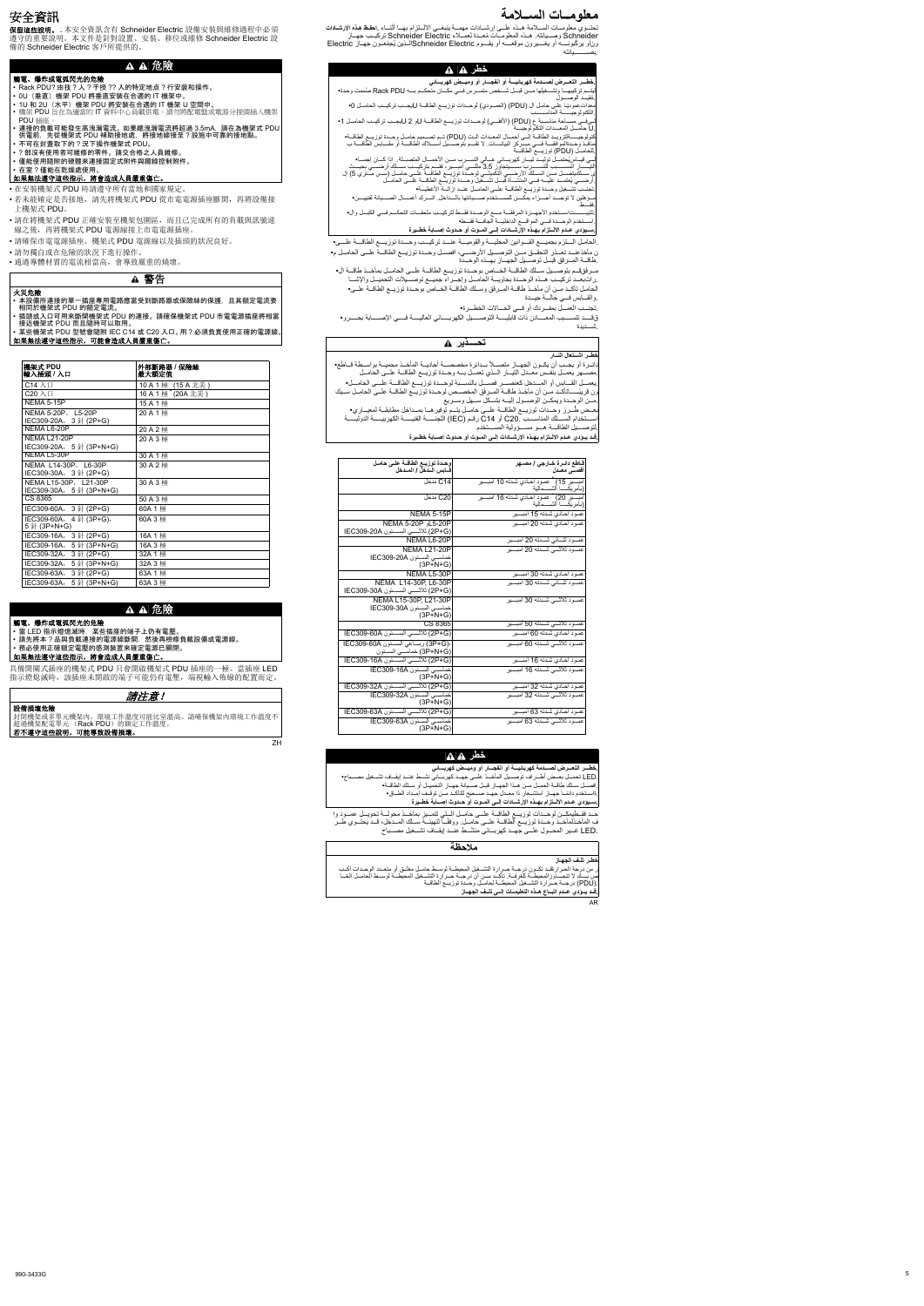# 安全資訊

**保留這些說明。** 本安全資訊包含 Schneider Electric 設備安裝與維修過程中必須遵守的重要說明。本文件是針對設置、安裝、移位或維修 Schneider Electric 設備的 Schneider Electric 客戶所撰供的。

## ⚠ ⚠ 危險

**觸電、爆炸或電弧閃光的危險**

- Rack PDU? 由技？人？手接？？入的特定地點？行安裝和操作。
- 0U（垂直）機架 PDU 將垂直安裝在合適的 IT 機架中。
- 1U 和 2U（水平）機架 PDU 將安裝在合適的 IT 機架 U 空間中。
- 機架 PDU 旨在為適當的 IT 資料中心負載供電，請勿將配電盤或電源分接頭插入機架 PDU 插座。
- **連接的負載可能發生高洩漏電流。如果總洩漏電流超過 3.5mA，請在為機架式 PDU 供電前，先從機架式 PDU 補助接地處，將接地線接至？設施中可靠的接地點。**
- **不可在封蓋取下的？況下操作機架式 PDU。**
- **？部沒有使用者可維修的零件。請交合格之人員維修。**
- **僅能使用隨附的硬體來連接固定式附件與纜線控制附件。**
- **在室？僅能在乾燥處使用。**

**如果無法遵守這些指示，將會造成人員嚴重傷亡。**

- 在安裝機架式 PDU 時請遵守所有當地和國家規定。
- 若未能確定是否接地，請先將機架式 PDU 從市電電源插座斷開，再將設備插上機架式 PDU。
- 請在將機架式 PDU 正確安裝至機架包圍后，而且已完成所有的負載與訊號連線之後，再將機架式 PDU 電源線接上市電電源插座。
- 請確保市電電源插座、機架式 PDU 電源線以及插頭的狀況良好。
- 請勿獨自或在危險的狀況下進行操作。
- 通過導體材質的電流相當高，會導致嚴重的燒燒。

## ⚠ 警告

**火災危險**

- 本設備所連接的單一插座專用電路應當受到斷路器或保險絲的保護，且其額定電流要相同於機架式 PDU 的額定電流。
- 插頭或入口可用來斷開機架式 PDU 的連接。請確保機架式 PDU 市電電源插座將相當接近機架式 PDU 而且隨時可以取用。
- 某些機架式 PDU 型號會隨附 IEC C14 或 C20 入口。用？必須負責使用正確的電源線。

**如果無法遵守這些指示，可能會造成人員嚴重傷亡。**

| 機架式 PDU 輸入插頭 / 入口 | 外部斷路器 / 保險絲最大額定值 |
|---|---|
| C14 入口 | 10 A 1 極（15 A 北美） |
| C20 入口 | 16 A 1 極（20A 北美） |
| NEMA 5-15P | 15 A 1 極 |
| NEMA 5-20P，L5-20P IEC309-20A，3 針 (2P+G) | 20 A 1 極 |
| NEMA L6-20P | 20 A 2 極 |
| NEMA L21-20P IEC309-20A，5 針 (3P+N+G) | 20 A 3 極 |
| NEMA L5-30P | 30 A 1 極 |
| NEMA L14-30P，L6-30P IEC309-30A，3 針 (2P+G) | 30 A 2 極 |
| NEMA L15-30P，L21-30P IEC309-30A，5 針 (3P+N+G) | 30 A 3 極 |
| CS 8365 | 50 A 3 極 |
| IEC309-60A，3 針 (2P+G) | 60A 1 極 |
| IEC309-60A，4 針 (3P+G), 5 針 (3P+N+G) | 60A 3 極 |
| IEC309-16A，3 針 (2P+G) | 16A 1 極 |
| IEC309-16A，5 針 (3P+N+G) | 16A 3 極 |
| IEC309-32A，3 針 (2P+G) | 32A 1 極 |
| IEC309-32A，5 針 (3P+N+G) | 32A 3 極 |
| IEC309-63A，3 針 (2P+G) | 63A 1 極 |
| IEC309-63A，5 針 (3P+N+G) | 63A 3 極 |

## ⚠ ⚠ 危險

**觸電、爆炸或電弧閃光的危險**

- 當 LED 指示燈熄滅時，某些插座的端子上仍有電壓。
- 請先將本？品與負載連接的電源線斷開，然後再維修負載設備或電源線。
- 務必使用正確額定電壓的感測裝置來確定電源已關閉。

**如果無法遵守這些指示，將會造成人員嚴重傷亡。**

具備開關式插座的機架式 PDU 只會開啟機架式 PDU 插座的一極。當插座 LED 指示燈熄滅時，該插座未開啟的端子可能仍有電壓，端視輸入佈線的配置而定。

## *請注意！*

**設備損壞危險**

封閉機架或多單元機架內，環境工作溫度可能比室溫高。請確保機架內環境工作溫度不超過機架配電單元（Rack PDU）的額定工作溫度。

**若不遵守這些說明，可能導致設備損壞。**

# معلومـات السـلامة

تحتوي معلومات السلامة هذه على إرشادات مهمة ينبغي الالتزام بها أثناء تركيب جهاز Schneider Electric وصيانته. **احفظ هذه الإرشادات**. هذه المعلومات معدة لعملاء Schneider Electric الذين يجهزون جهاز Schneider Electric أو يركبونه أو يغيرون موقعه أو يقومون بصيانته.

## ⚠ ⚠ خطر

**خطر التعرض لصدمة كهربائية أو انفجار أو وميض كهربائي**

- يتم تركيبها وتشغيلها من قبل شخص متمرس في مكان متحكم به Rack PDU صممت وحدة بغلق الوصول.
- ينبغي تركيب الحامل 0U (العمودي) لوحدات توزيع الطاقة (PDU) على حامل معدات تكنولوجيا المعلومات المناسب.
- ينبغي تركيب الحامل 1U و2U (الأفقي) لوحدات توزيع الطاقة (PDU) في مساحة مناسبة في حامل المعدات التكنولوجية.
- تم تصميم حامل وحدة توزيع الطاقة (PDU) لتزويد الطاقة لأحمال المعدات الحاسوبية المناسبة في مراكز البيانات. لا تقم بتوصيل أسلاك الطاقة أو مقابس الطاقة بمقابس الحامل (PDU) توزيع الطاقة.
- من المحتمل توليد تيار كهربائي عالي التسرب من الأحمال المتصلة. إذا كان إجمالي التيار المتسرب يتجاوز 3.5 مللي أمبير، قم بتركيب سلك أرضي بحيث يتم التوصيل من السلك الأرضي التكميلي لوحدة توزيع الطاقة على حامل (PDU) إلى نقطة أرضية يعتمد عليها في المنشأة قبل تشغيل وحدة توزيع الطاقة على الحامل.
- تجنب تشغيل وحدة توزيع الطاقة على الحامل عند إزالة الأغطية.
- لا توجد أجزاء يمكن للمستخدم صيانتها بالداخل. اترك أعمال الصيانة للفنيين فقط.
- استخدم الأجهزة المرفقة مع الوحدة فقط لتركيب ملحقات التحكم في الكبل وال.
- استخدم الوحدة في المواقع الداخلية الجافة فقط.

**سيؤدي عدم الالتزام بهذه الإرشادات إلى الموت أو حدوث إصابة خطيرة.**

- الحامل التزم بجميع القوانين المحلية والقومية عند تركيب وحدة توزيع الطاقة على.
- إن لم تتأكد من التوصيل الأرضي، افصل وحدة توزيع الطاقة على الحامل من مأخذ طاقة المرفق قبل توصيل الجهاز بهذه الوحدة.
- قم بتوصيل سلك الطاقة الخاص بوحدة توزيع الطاقة على الحامل بمأخذ طاقة المرفق بعد تركيب هذه الوحدة بحاوية الحامل وإجراء جميع توصيلات التحميل والإشارة.
- تأكد من أن مأخذ طاقة المرفق وسلك الطاقة الخاص بوحدة توزيع الطاقة على الحامل والقابس في حالة جيدة.
- تجنب العمل بمفردك أو في الحالات الخطرة.
- قد تتسبب المعادن ذات قابلية التوصيل الكهربائي العالية في الإصابة بحروق شديدة.

## ⚠ تحـذير

**خطر اشتعال النار**

- يجب أن يكون الجهاز متصلاً بدائرة مخصصة أحادية المأخذ محمية بواسطة قاطع دائرة أو مصهر يعمل بنفس معدل التيار الذي تعمل به وحدة توزيع الطاقة على الحامل.
- يعمل القابس أو المدخل كعنصر فصل بالنسبة لوحدة توزيع الطاقة على الحامل. تأكد من أن مأخذ طاقة المرفق المخصص لوحدة توزيع الطاقة على الحامل سيكون قريباً من الوحدة ويمكن الوصول إليه بشكل سهل وسريع.
- يتم توفير بعض طرز وحدات توزيع الطاقة على حامل بمداخل مطابقة لمعياري C20 أو C14 رقم (IEC) اللجنة الفنية الكهربائية الدولية. استخدام السلك المناسب لتوصيل الطاقة هو مسؤولية المستخدم.

**قد يؤدي عدم الالتزام بهذه الإرشادات إلى الموت أو حدوث إصابة خطيرة.**

| وحدة توزيع الطاقة على حامل قابس المدخل / المدخل | قاطع دائرة خارجي / مصهر أقصى معدل |
|---|---|
| C14 مدخل | عمود أحادي شدته 10 أمبير (15 أمبير أمريكا الشمالية) |
| C20 مدخل | عمود أحادي شدته 16 أمبير (20 أمبير أمريكا الشمالية) |
| NEMA 5-15P | عمود أحادي شدته 15 أمبير |
| NEMA 5-20P ،L5-20P IEC309-20A ثلاثي السنون (2P+G) | عمود أحادي شدته 20 أمبير |
| NEMA L6-20P | عمود ثنائي شدته 20 أمبير |
| NEMA L21-20P IEC309-20A خماسي السنون (3P+N+G) | عمود ثلاثي شدته 20 أمبير |
| NEMA L5-30P | عمود أحادي شدته 30 أمبير |
| NEMA L14-30P، L6-30P IEC309-30A ثلاثي السنون (2P+G) | عمود ثنائي شدته 30 أمبير |
| NEMA L15-30P، L21-30P IEC309-30A خماسي السنون (3P+N+G) | عمود ثلاثي شدته 30 أمبير |
| CS 8365 | عمود ثلاثي شدته 50 أمبير |
| IEC309-60A ثلاثي السنون (2P+G) | عمود أحادي شدته 60 أمبير |
| IEC309-60A رباعي السنون (3P+G)، خماسي السنون (3P+N+G) | عمود ثلاثي شدته 60 أمبير |
| IEC309-16A ثلاثي السنون (2P+G) | عمود أحادي شدته 16 أمبير |
| IEC309-16A خماسي السنون (3P+N+G) | عمود ثلاثي شدته 16 أمبير |
| IEC309-32A ثلاثي السنون (2P+G) | عمود أحادي شدته 32 أمبير |
| IEC309-32A خماسي السنون (3P+N+G) | عمود ثلاثي شدته 32 أمبير |
| IEC309-63A ثلاثي السنون (2P+G) | عمود أحادي شدته 63 أمبير |
| IEC309-63A خماسي السنون (3P+N+G) | عمود ثلاثي شدته 63 أمبير |

## ⚠ ⚠ خطر

**خطر التعرض لصدمة كهربائية أو انفجار أو وميض كهربائي**

- تحمل بعض أطراف توصيل المأخذ على جهد كهربائي نشط عند إيقاف تشغيل مصباح LED.
- افصل سلك طاقة الحمل من هذا الجهاز قبل صيانة جهاز التحميل أو سلك الطاقة.
- استخدم دائماً جهاز استشعار ذا معدل جهد صحيح للتأكد من توقف إمداد الطاق.

**سيؤدي عدم الالتزام بهذه الإرشادات إلى الموت أو حدوث إصابة خطيرة.**

قد تقوم وحدات توزيع الطاقة على حامل التي تتميز بمآخذ محولة بتحويل عمود واحد فقط في المأخذ. ووفقاً لتهيئة سلك المدخل، قد يحتوي طرف المأخذ لوحدة توزيع الطاقة على حامل غير المحول على جهد كهربائي نشط عند إيقاف تشغيل مصباح LED.

## ملاحظة

**خطر تلف الجهاز**

قد تكون درجة حرارة التشغيل المحيطة لوسط حامل مغلق أو متعدد الوحدات أكبر من درجة الحرارة في الغرفة. تأكد من أن درجة حرارة التشغيل المحيطة لوسط الحامل لا تتجاوز الحد الأقصى لدرجة حرارة التشغيل المحيطة لحامل وحدة توزيع الطاقة (PDU).

**قد يؤدي عدم اتباع هذه التعليمات إلى تلف الجهاز.**